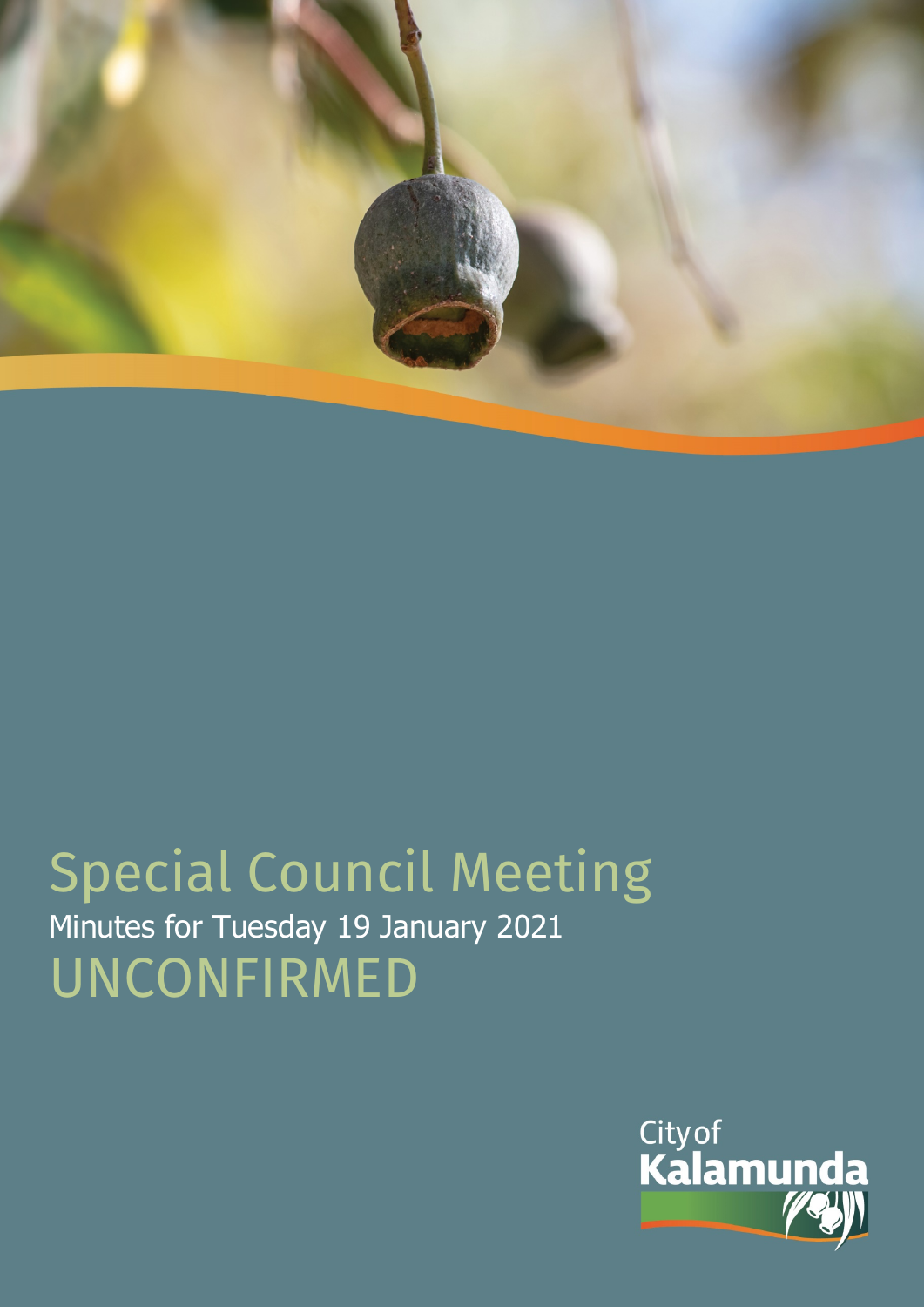# Special Council Meeting

Minutes for Tuesday 19 January 2021

UNCONFIRMED

City of Kalamunda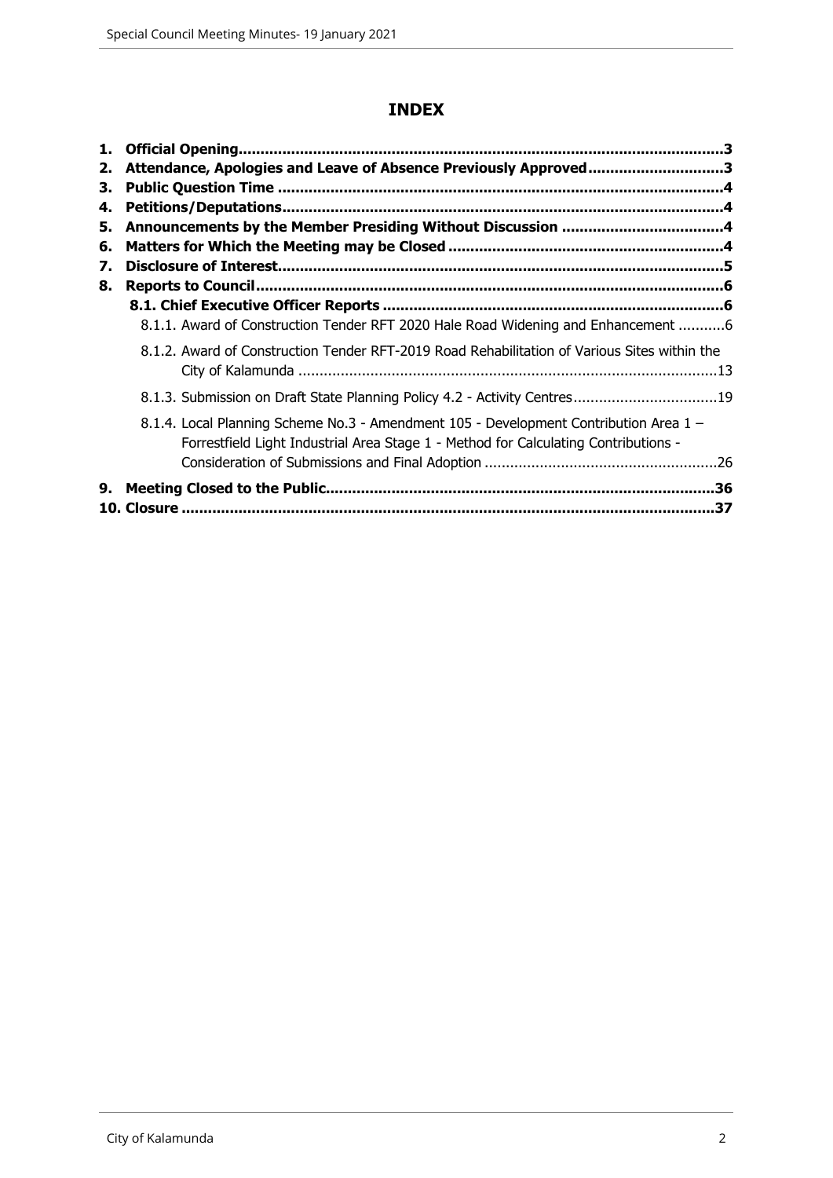# INDEX

1. **Official Opening............................................................................................................3**
2. **Attendance, Apologies and Leave of Absence Previously Approved..............................3**
3. **Public Question Time ...................................................................................................4**
4. **Petitions/Deputations...................................................................................................4**
5. **Announcements by the Member Presiding Without Discussion ....................................4**
6. **Matters for Which the Meeting may be Closed .............................................................4**
7. **Disclosure of Interest....................................................................................................5**
8. **Reports to Council.........................................................................................................6**
   - **8.1. Chief Executive Officer Reports ............................................................................6**
     - 8.1.1. Award of Construction Tender RFT 2020 Hale Road Widening and Enhancement ...........6
     - 8.1.2. Award of Construction Tender RFT-2019 Road Rehabilitation of Various Sites within the City of Kalamunda ..................................................................................................13
     - 8.1.3. Submission on Draft State Planning Policy 4.2 - Activity Centres.................................19
     - 8.1.4. Local Planning Scheme No.3 - Amendment 105 - Development Contribution Area 1 – Forrestfield Light Industrial Area Stage 1 - Method for Calculating Contributions - Consideration of Submissions and Final Adoption ......................................................26
9. **Meeting Closed to the Public........................................................................................36**
10. **Closure .......................................................................................................................37**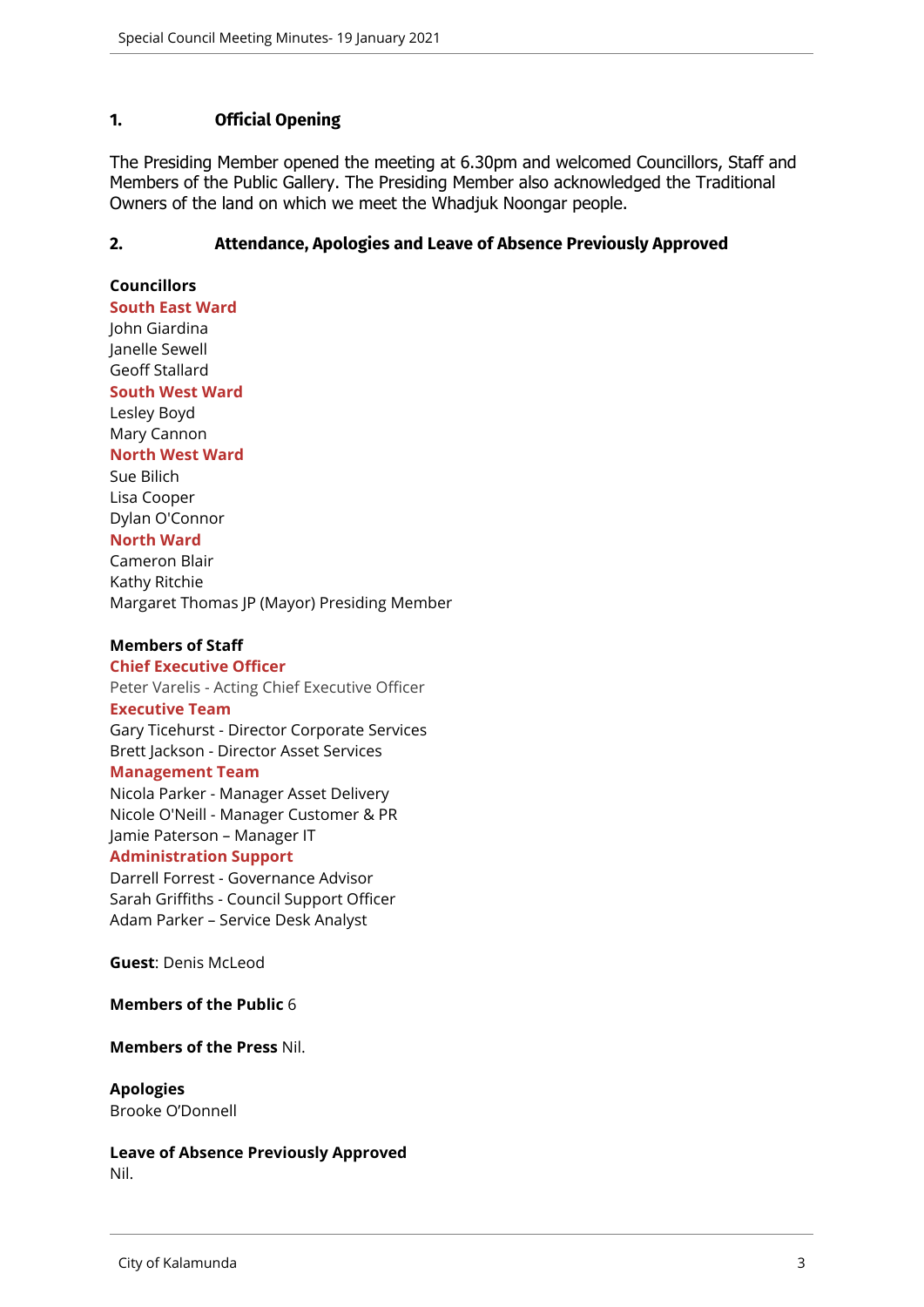## 1. Official Opening

The Presiding Member opened the meeting at 6.30pm and welcomed Councillors, Staff and Members of the Public Gallery. The Presiding Member also acknowledged the Traditional Owners of the land on which we meet the Whadjuk Noongar people.

## 2. Attendance, Apologies and Leave of Absence Previously Approved

**Councillors**

**South East Ward**
John Giardina
Janelle Sewell
Geoff Stallard

**South West Ward**
Lesley Boyd
Mary Cannon

**North West Ward**
Sue Bilich
Lisa Cooper
Dylan O'Connor

**North Ward**
Cameron Blair
Kathy Ritchie
Margaret Thomas JP (Mayor) Presiding Member

**Members of Staff**

**Chief Executive Officer**
Peter Varelis - Acting Chief Executive Officer

**Executive Team**
Gary Ticehurst - Director Corporate Services
Brett Jackson - Director Asset Services

**Management Team**
Nicola Parker - Manager Asset Delivery
Nicole O'Neill - Manager Customer & PR
Jamie Paterson – Manager IT

**Administration Support**
Darrell Forrest - Governance Advisor
Sarah Griffiths - Council Support Officer
Adam Parker – Service Desk Analyst

**Guest**: Denis McLeod

**Members of the Public** 6

**Members of the Press** Nil.

**Apologies**
Brooke O'Donnell

**Leave of Absence Previously Approved**
Nil.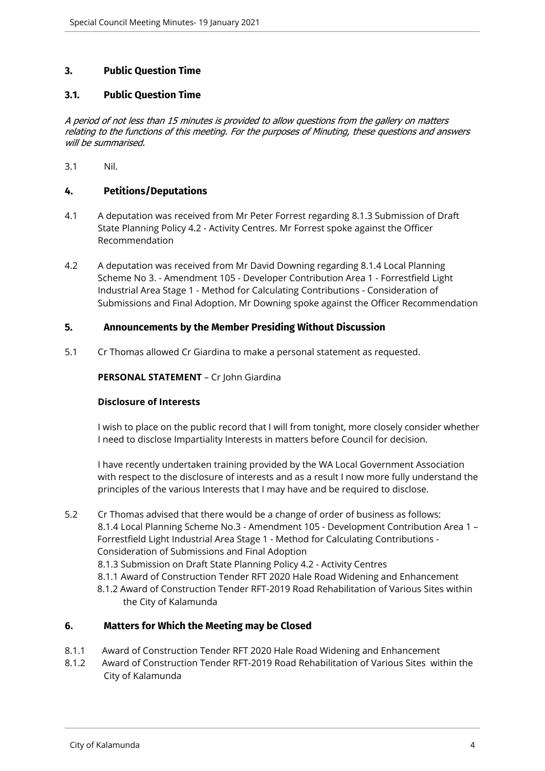## 3. Public Question Time

### 3.1. Public Question Time

*A period of not less than 15 minutes is provided to allow questions from the gallery on matters relating to the functions of this meeting. For the purposes of Minuting, these questions and answers will be summarised.*

3.1 Nil.

## 4. Petitions/Deputations

4.1 A deputation was received from Mr Peter Forrest regarding 8.1.3 Submission of Draft State Planning Policy 4.2 - Activity Centres. Mr Forrest spoke against the Officer Recommendation

4.2 A deputation was received from Mr David Downing regarding 8.1.4 Local Planning Scheme No 3. - Amendment 105 - Developer Contribution Area 1 - Forrestfield Light Industrial Area Stage 1 - Method for Calculating Contributions - Consideration of Submissions and Final Adoption. Mr Downing spoke against the Officer Recommendation

## 5. Announcements by the Member Presiding Without Discussion

5.1 Cr Thomas allowed Cr Giardina to make a personal statement as requested.

**PERSONAL STATEMENT** – Cr John Giardina

**Disclosure of Interests**

I wish to place on the public record that I will from tonight, more closely consider whether I need to disclose Impartiality Interests in matters before Council for decision.

I have recently undertaken training provided by the WA Local Government Association with respect to the disclosure of interests and as a result I now more fully understand the principles of the various Interests that I may have and be required to disclose.

5.2 Cr Thomas advised that there would be a change of order of business as follows:
8.1.4 Local Planning Scheme No.3 - Amendment 105 - Development Contribution Area 1 – Forrestfield Light Industrial Area Stage 1 - Method for Calculating Contributions - Consideration of Submissions and Final Adoption
8.1.3 Submission on Draft State Planning Policy 4.2 - Activity Centres
8.1.1 Award of Construction Tender RFT 2020 Hale Road Widening and Enhancement
8.1.2 Award of Construction Tender RFT-2019 Road Rehabilitation of Various Sites within the City of Kalamunda

## 6. Matters for Which the Meeting may be Closed

8.1.1 Award of Construction Tender RFT 2020 Hale Road Widening and Enhancement

8.1.2 Award of Construction Tender RFT-2019 Road Rehabilitation of Various Sites within the City of Kalamunda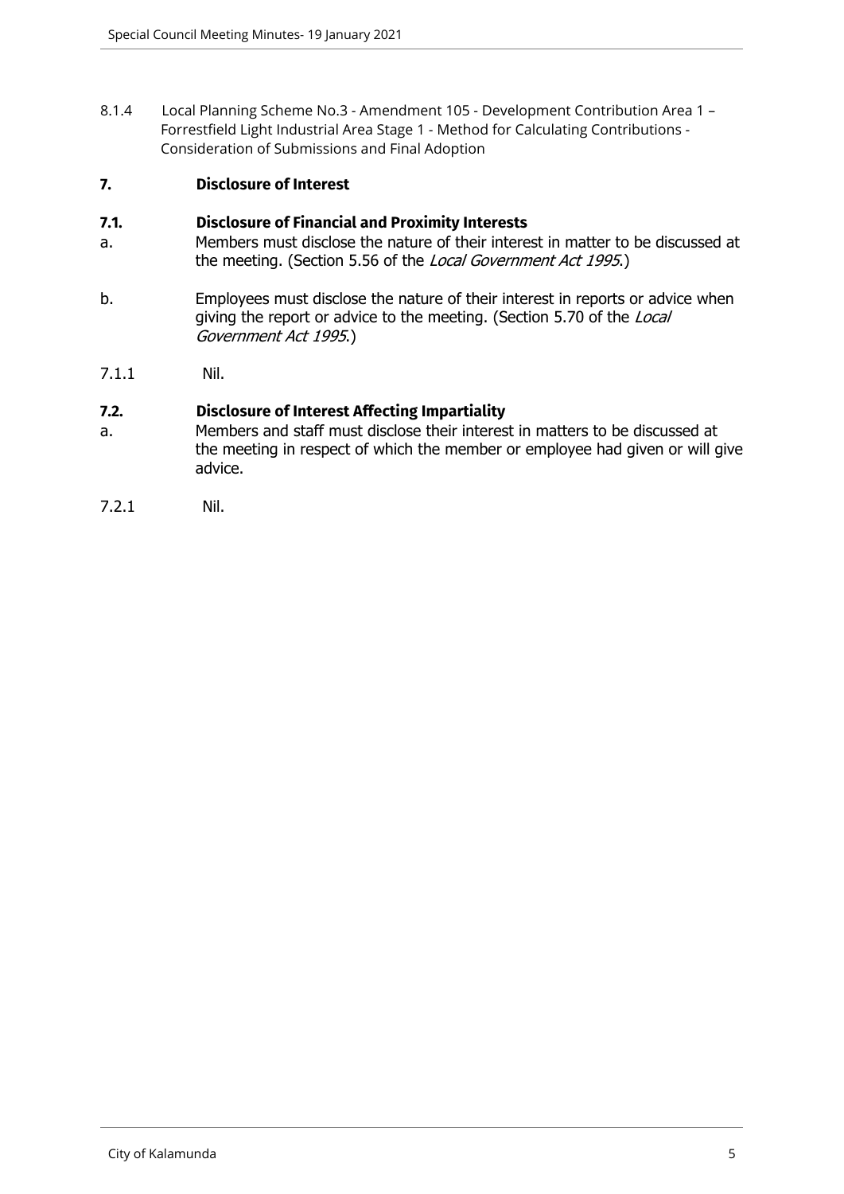8.1.4 Local Planning Scheme No.3 - Amendment 105 - Development Contribution Area 1 – Forrestfield Light Industrial Area Stage 1 - Method for Calculating Contributions - Consideration of Submissions and Final Adoption

## 7. Disclosure of Interest

### 7.1. Disclosure of Financial and Proximity Interests

a. Members must disclose the nature of their interest in matter to be discussed at the meeting. (Section 5.56 of the *Local Government Act 1995*.)

b. Employees must disclose the nature of their interest in reports or advice when giving the report or advice to the meeting. (Section 5.70 of the *Local Government Act 1995*.)

7.1.1 Nil.

### 7.2. Disclosure of Interest Affecting Impartiality

a. Members and staff must disclose their interest in matters to be discussed at the meeting in respect of which the member or employee had given or will give advice.

7.2.1 Nil.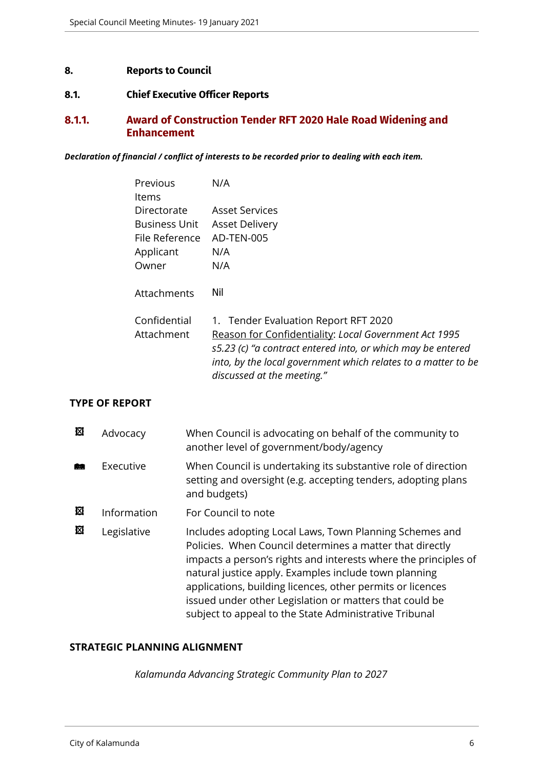# 8. Reports to Council

## 8.1. Chief Executive Officer Reports

### 8.1.1. Award of Construction Tender RFT 2020 Hale Road Widening and Enhancement

***Declaration of financial / conflict of interests to be recorded prior to dealing with each item.***

| | |
|---|---|
| Previous Items | N/A |
| Directorate | Asset Services |
| Business Unit | Asset Delivery |
| File Reference | AD-TEN-005 |
| Applicant | N/A |
| Owner | N/A |
| Attachments | Nil |
| Confidential Attachment | 1. Tender Evaluation Report RFT 2020<br>Reason for Confidentiality: *Local Government Act 1995 s5.23 (c) "a contract entered into, or which may be entered into, by the local government which relates to a matter to be discussed at the meeting."* |

**TYPE OF REPORT**

| | | |
|---|---|---|
| ☒ | Advocacy | When Council is advocating on behalf of the community to another level of government/body/agency |
| ■ | Executive | When Council is undertaking its substantive role of direction setting and oversight (e.g. accepting tenders, adopting plans and budgets) |
| ☒ | Information | For Council to note |
| ☒ | Legislative | Includes adopting Local Laws, Town Planning Schemes and Policies. When Council determines a matter that directly impacts a person's rights and interests where the principles of natural justice apply. Examples include town planning applications, building licences, other permits or licences issued under other Legislation or matters that could be subject to appeal to the State Administrative Tribunal |

**STRATEGIC PLANNING ALIGNMENT**

*Kalamunda Advancing Strategic Community Plan to 2027*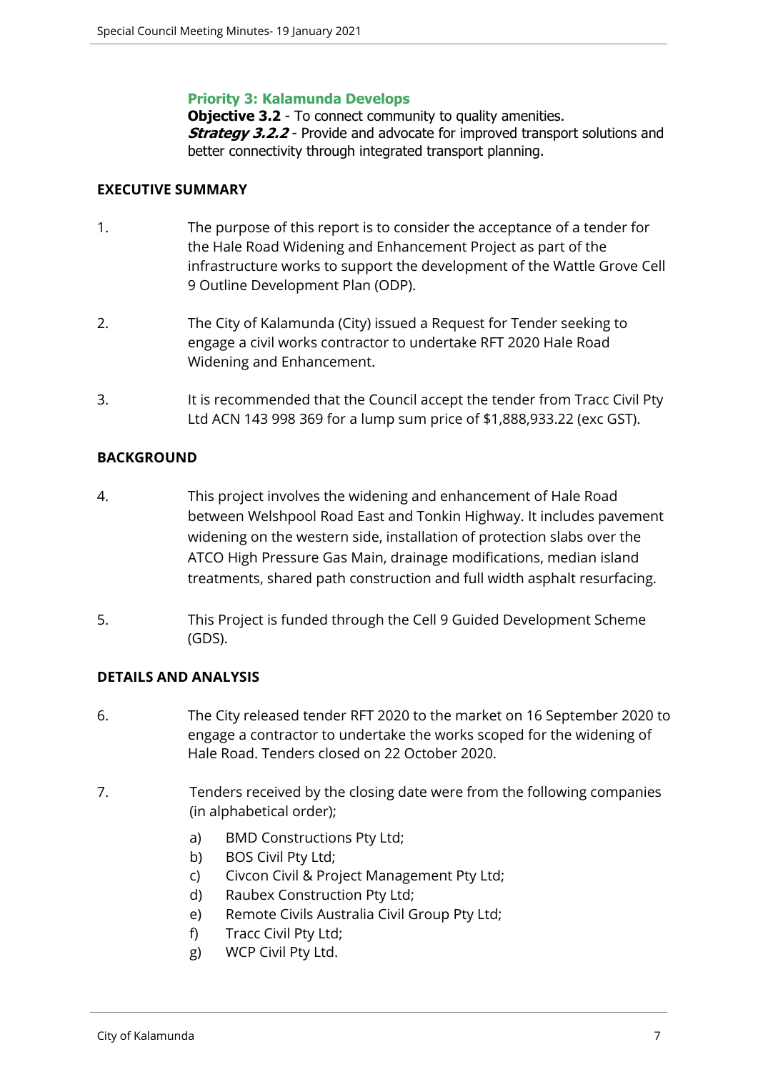**Priority 3: Kalamunda Develops**
**Objective 3.2** - To connect community to quality amenities.
***Strategy 3.2.2*** - Provide and advocate for improved transport solutions and better connectivity through integrated transport planning.

## EXECUTIVE SUMMARY

1. The purpose of this report is to consider the acceptance of a tender for the Hale Road Widening and Enhancement Project as part of the infrastructure works to support the development of the Wattle Grove Cell 9 Outline Development Plan (ODP).

2. The City of Kalamunda (City) issued a Request for Tender seeking to engage a civil works contractor to undertake RFT 2020 Hale Road Widening and Enhancement.

3. It is recommended that the Council accept the tender from Tracc Civil Pty Ltd ACN 143 998 369 for a lump sum price of $1,888,933.22 (exc GST).

## BACKGROUND

4. This project involves the widening and enhancement of Hale Road between Welshpool Road East and Tonkin Highway. It includes pavement widening on the western side, installation of protection slabs over the ATCO High Pressure Gas Main, drainage modifications, median island treatments, shared path construction and full width asphalt resurfacing.

5. This Project is funded through the Cell 9 Guided Development Scheme (GDS).

## DETAILS AND ANALYSIS

6. The City released tender RFT 2020 to the market on 16 September 2020 to engage a contractor to undertake the works scoped for the widening of Hale Road. Tenders closed on 22 October 2020.

7. Tenders received by the closing date were from the following companies (in alphabetical order);

   a) BMD Constructions Pty Ltd;
   b) BOS Civil Pty Ltd;
   c) Civcon Civil & Project Management Pty Ltd;
   d) Raubex Construction Pty Ltd;
   e) Remote Civils Australia Civil Group Pty Ltd;
   f) Tracc Civil Pty Ltd;
   g) WCP Civil Pty Ltd.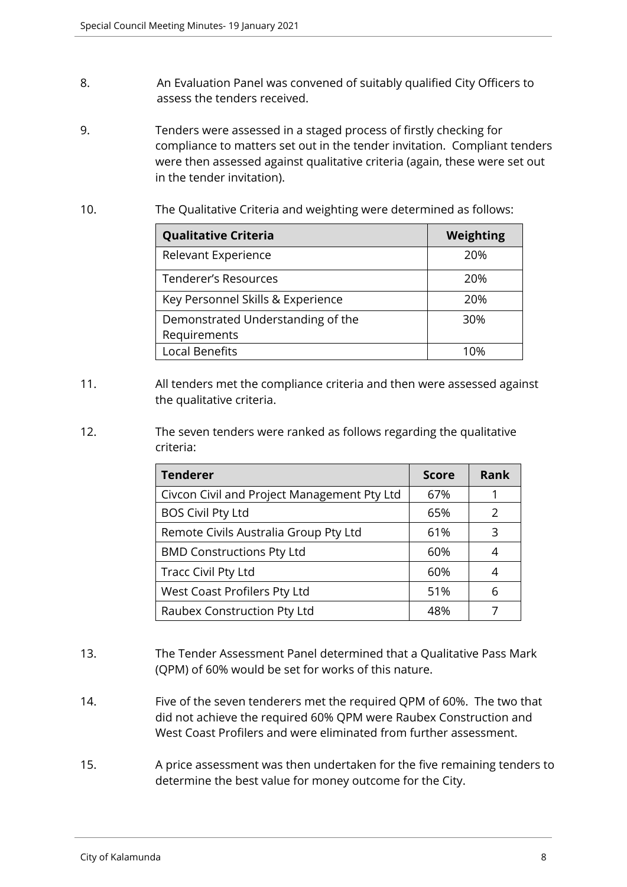8. An Evaluation Panel was convened of suitably qualified City Officers to assess the tenders received.

9. Tenders were assessed in a staged process of firstly checking for compliance to matters set out in the tender invitation. Compliant tenders were then assessed against qualitative criteria (again, these were set out in the tender invitation).

10. The Qualitative Criteria and weighting were determined as follows:

| Qualitative Criteria | Weighting |
|---|---|
| Relevant Experience | 20% |
| Tenderer's Resources | 20% |
| Key Personnel Skills & Experience | 20% |
| Demonstrated Understanding of the Requirements | 30% |
| Local Benefits | 10% |

11. All tenders met the compliance criteria and then were assessed against the qualitative criteria.

12. The seven tenders were ranked as follows regarding the qualitative criteria:

| Tenderer | Score | Rank |
|---|---|---|
| Civcon Civil and Project Management Pty Ltd | 67% | 1 |
| BOS Civil Pty Ltd | 65% | 2 |
| Remote Civils Australia Group Pty Ltd | 61% | 3 |
| BMD Constructions Pty Ltd | 60% | 4 |
| Tracc Civil Pty Ltd | 60% | 4 |
| West Coast Profilers Pty Ltd | 51% | 6 |
| Raubex Construction Pty Ltd | 48% | 7 |

13. The Tender Assessment Panel determined that a Qualitative Pass Mark (QPM) of 60% would be set for works of this nature.

14. Five of the seven tenderers met the required QPM of 60%. The two that did not achieve the required 60% QPM were Raubex Construction and West Coast Profilers and were eliminated from further assessment.

15. A price assessment was then undertaken for the five remaining tenders to determine the best value for money outcome for the City.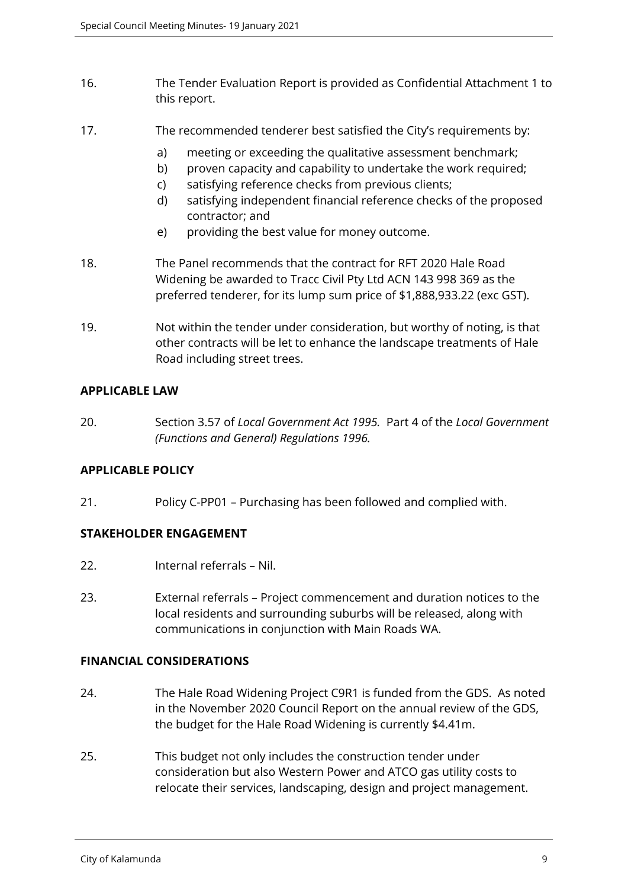16. The Tender Evaluation Report is provided as Confidential Attachment 1 to this report.

17. The recommended tenderer best satisfied the City's requirements by:

    a) meeting or exceeding the qualitative assessment benchmark;
    b) proven capacity and capability to undertake the work required;
    c) satisfying reference checks from previous clients;
    d) satisfying independent financial reference checks of the proposed contractor; and
    e) providing the best value for money outcome.

18. The Panel recommends that the contract for RFT 2020 Hale Road Widening be awarded to Tracc Civil Pty Ltd ACN 143 998 369 as the preferred tenderer, for its lump sum price of $1,888,933.22 (exc GST).

19. Not within the tender under consideration, but worthy of noting, is that other contracts will be let to enhance the landscape treatments of Hale Road including street trees.

## APPLICABLE LAW

20. Section 3.57 of *Local Government Act 1995.* Part 4 of the *Local Government (Functions and General) Regulations 1996.*

## APPLICABLE POLICY

21. Policy C-PP01 – Purchasing has been followed and complied with.

## STAKEHOLDER ENGAGEMENT

22. Internal referrals – Nil.

23. External referrals – Project commencement and duration notices to the local residents and surrounding suburbs will be released, along with communications in conjunction with Main Roads WA.

## FINANCIAL CONSIDERATIONS

24. The Hale Road Widening Project C9R1 is funded from the GDS. As noted in the November 2020 Council Report on the annual review of the GDS, the budget for the Hale Road Widening is currently $4.41m.

25. This budget not only includes the construction tender under consideration but also Western Power and ATCO gas utility costs to relocate their services, landscaping, design and project management.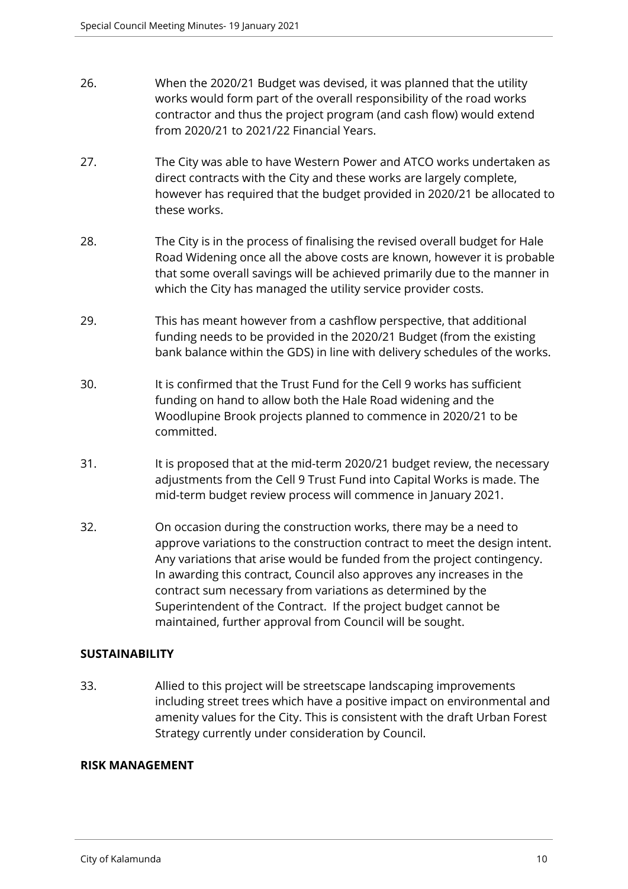26. When the 2020/21 Budget was devised, it was planned that the utility works would form part of the overall responsibility of the road works contractor and thus the project program (and cash flow) would extend from 2020/21 to 2021/22 Financial Years.

27. The City was able to have Western Power and ATCO works undertaken as direct contracts with the City and these works are largely complete, however has required that the budget provided in 2020/21 be allocated to these works.

28. The City is in the process of finalising the revised overall budget for Hale Road Widening once all the above costs are known, however it is probable that some overall savings will be achieved primarily due to the manner in which the City has managed the utility service provider costs.

29. This has meant however from a cashflow perspective, that additional funding needs to be provided in the 2020/21 Budget (from the existing bank balance within the GDS) in line with delivery schedules of the works.

30. It is confirmed that the Trust Fund for the Cell 9 works has sufficient funding on hand to allow both the Hale Road widening and the Woodlupine Brook projects planned to commence in 2020/21 to be committed.

31. It is proposed that at the mid-term 2020/21 budget review, the necessary adjustments from the Cell 9 Trust Fund into Capital Works is made. The mid-term budget review process will commence in January 2021.

32. On occasion during the construction works, there may be a need to approve variations to the construction contract to meet the design intent. Any variations that arise would be funded from the project contingency. In awarding this contract, Council also approves any increases in the contract sum necessary from variations as determined by the Superintendent of the Contract. If the project budget cannot be maintained, further approval from Council will be sought.

**SUSTAINABILITY**

33. Allied to this project will be streetscape landscaping improvements including street trees which have a positive impact on environmental and amenity values for the City. This is consistent with the draft Urban Forest Strategy currently under consideration by Council.

**RISK MANAGEMENT**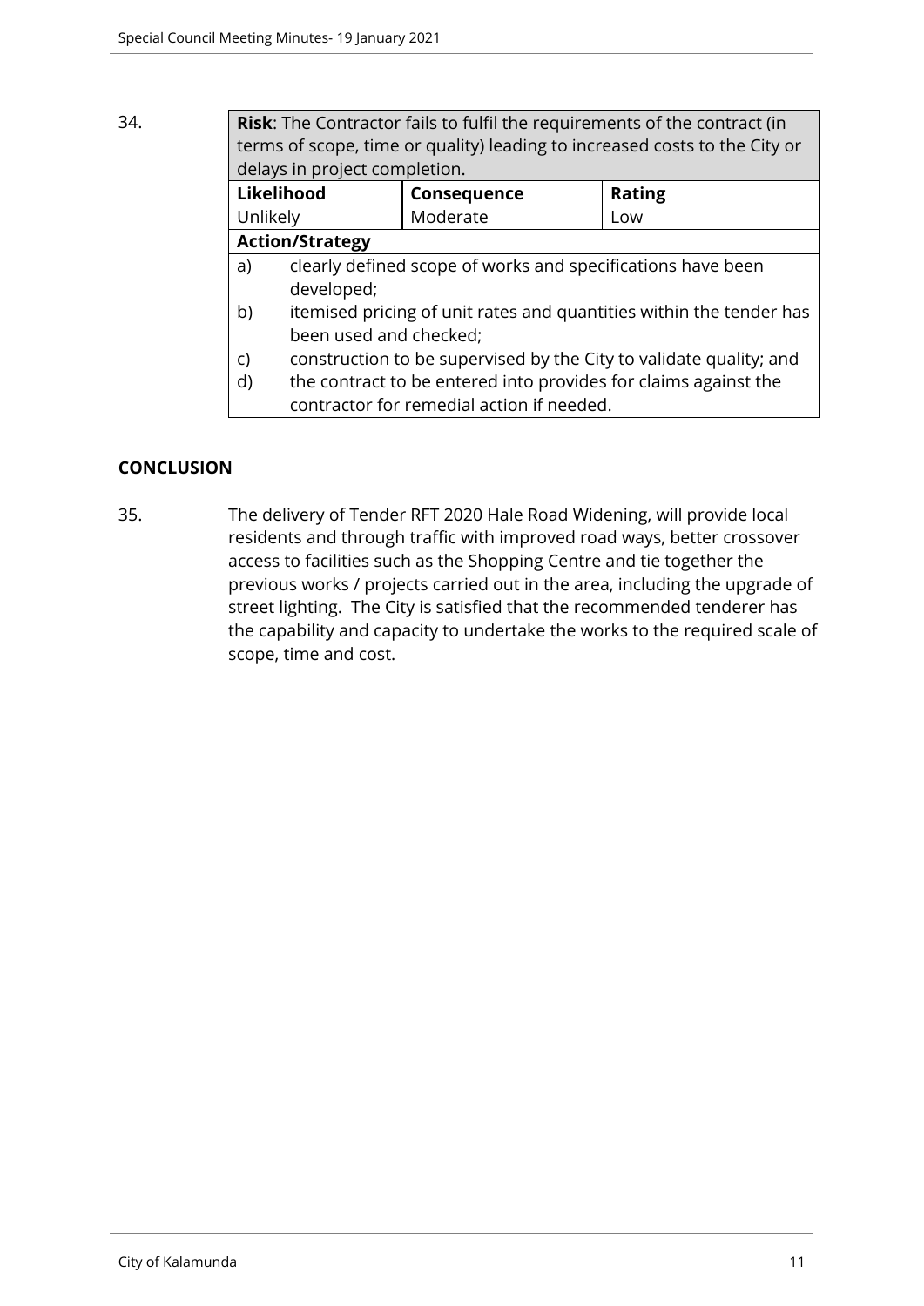34.

| **Risk**: The Contractor fails to fulfil the requirements of the contract (in terms of scope, time or quality) leading to increased costs to the City or delays in project completion. | | |
|---|---|---|
| **Likelihood** | **Consequence** | **Rating** |
| Unlikely | Moderate | Low |
| **Action/Strategy** | | |
| a) clearly defined scope of works and specifications have been developed;<br>b) itemised pricing of unit rates and quantities within the tender has been used and checked;<br>c) construction to be supervised by the City to validate quality; and<br>d) the contract to be entered into provides for claims against the contractor for remedial action if needed. | | |

## CONCLUSION

35. The delivery of Tender RFT 2020 Hale Road Widening, will provide local residents and through traffic with improved road ways, better crossover access to facilities such as the Shopping Centre and tie together the previous works / projects carried out in the area, including the upgrade of street lighting. The City is satisfied that the recommended tenderer has the capability and capacity to undertake the works to the required scale of scope, time and cost.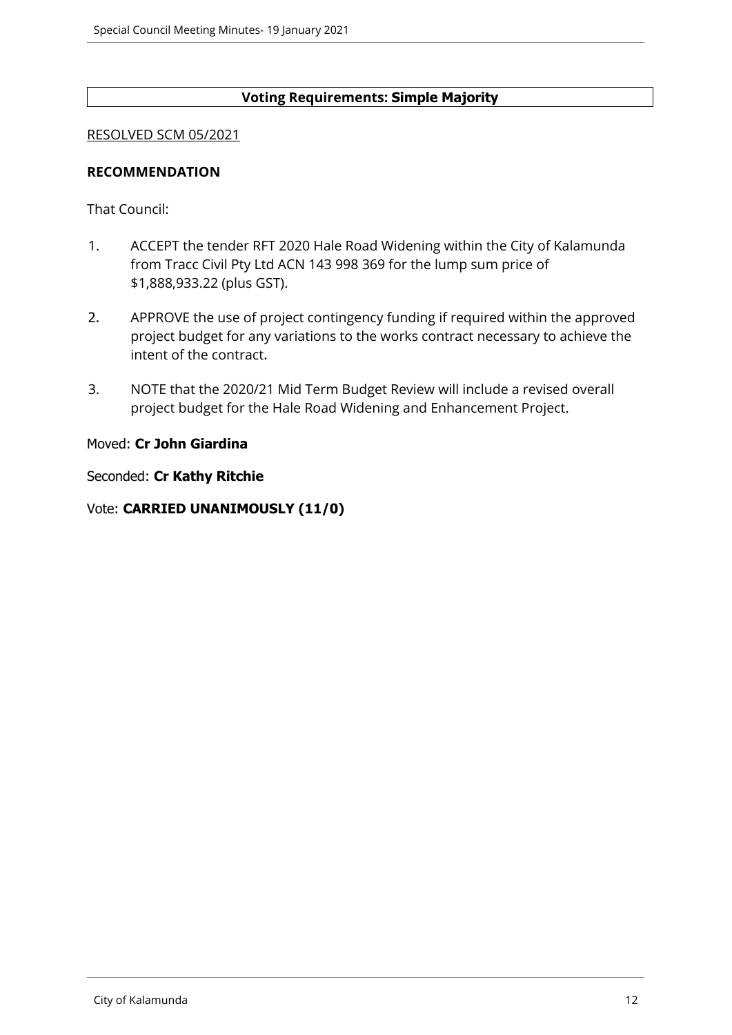**Voting Requirements: Simple Majority**

RESOLVED SCM 05/2021

**RECOMMENDATION**

That Council:

1. ACCEPT the tender RFT 2020 Hale Road Widening within the City of Kalamunda from Tracc Civil Pty Ltd ACN 143 998 369 for the lump sum price of $1,888,933.22 (plus GST).

2. APPROVE the use of project contingency funding if required within the approved project budget for any variations to the works contract necessary to achieve the intent of the contract.

3. NOTE that the 2020/21 Mid Term Budget Review will include a revised overall project budget for the Hale Road Widening and Enhancement Project.

Moved: **Cr John Giardina**

Seconded: **Cr Kathy Ritchie**

Vote: **CARRIED UNANIMOUSLY (11/0)**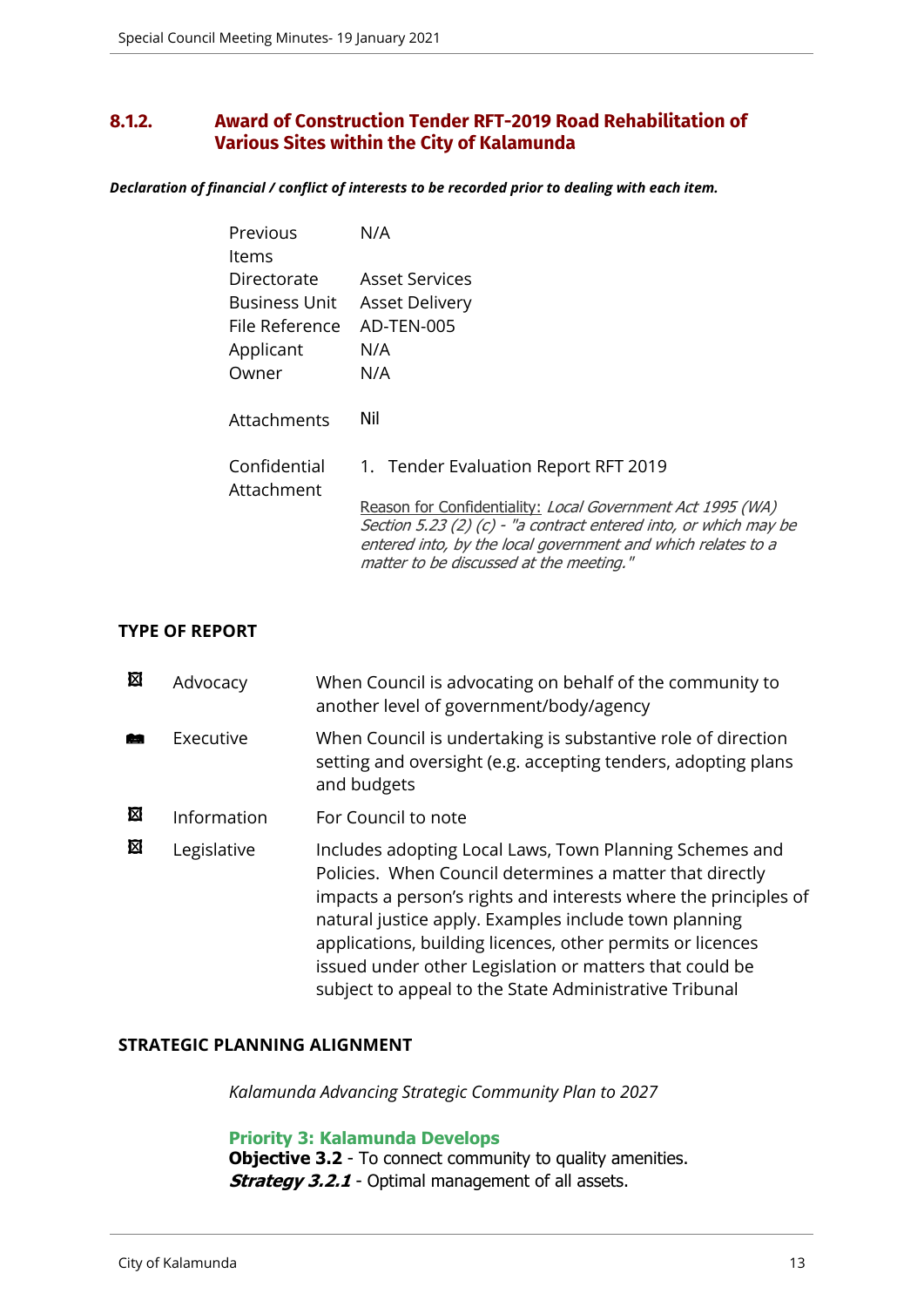## 8.1.2. Award of Construction Tender RFT-2019 Road Rehabilitation of Various Sites within the City of Kalamunda

***Declaration of financial / conflict of interests to be recorded prior to dealing with each item.***

| | |
|---|---|
| Previous Items | N/A |
| Directorate | Asset Services |
| Business Unit | Asset Delivery |
| File Reference | AD-TEN-005 |
| Applicant | N/A |
| Owner | N/A |
| Attachments | Nil |
| Confidential Attachment | 1. Tender Evaluation Report RFT 2019<br><br>Reason for Confidentiality: *Local Government Act 1995 (WA) Section 5.23 (2) (c) - "a contract entered into, or which may be entered into, by the local government and which relates to a matter to be discussed at the meeting."* |

### TYPE OF REPORT

| | | |
|---|---|---|
| ☒ | Advocacy | When Council is advocating on behalf of the community to another level of government/body/agency |
| ■ | Executive | When Council is undertaking is substantive role of direction setting and oversight (e.g. accepting tenders, adopting plans and budgets |
| ☒ | Information | For Council to note |
| ☒ | Legislative | Includes adopting Local Laws, Town Planning Schemes and Policies. When Council determines a matter that directly impacts a person's rights and interests where the principles of natural justice apply. Examples include town planning applications, building licences, other permits or licences issued under other Legislation or matters that could be subject to appeal to the State Administrative Tribunal |

### STRATEGIC PLANNING ALIGNMENT

*Kalamunda Advancing Strategic Community Plan to 2027*

**Priority 3: Kalamunda Develops**
**Objective 3.2** - To connect community to quality amenities.
***Strategy 3.2.1*** - Optimal management of all assets.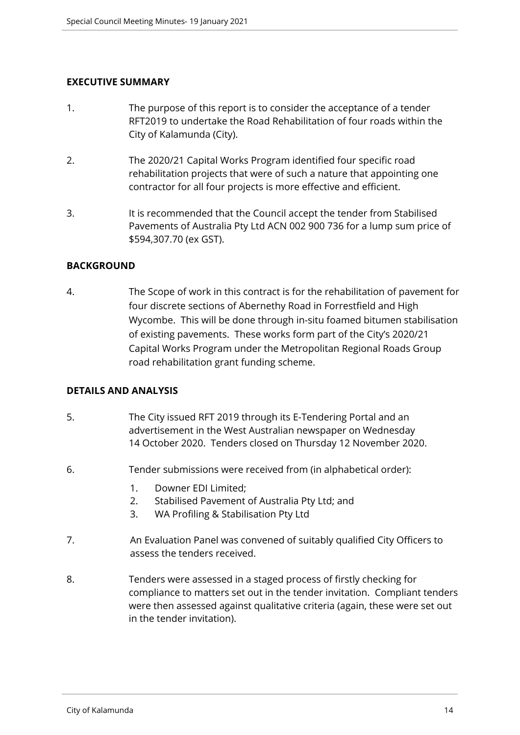## EXECUTIVE SUMMARY

1. The purpose of this report is to consider the acceptance of a tender RFT2019 to undertake the Road Rehabilitation of four roads within the City of Kalamunda (City).

2. The 2020/21 Capital Works Program identified four specific road rehabilitation projects that were of such a nature that appointing one contractor for all four projects is more effective and efficient.

3. It is recommended that the Council accept the tender from Stabilised Pavements of Australia Pty Ltd ACN 002 900 736 for a lump sum price of $594,307.70 (ex GST).

## BACKGROUND

4. The Scope of work in this contract is for the rehabilitation of pavement for four discrete sections of Abernethy Road in Forrestfield and High Wycombe. This will be done through in-situ foamed bitumen stabilisation of existing pavements. These works form part of the City's 2020/21 Capital Works Program under the Metropolitan Regional Roads Group road rehabilitation grant funding scheme.

## DETAILS AND ANALYSIS

5. The City issued RFT 2019 through its E-Tendering Portal and an advertisement in the West Australian newspaper on Wednesday 14 October 2020. Tenders closed on Thursday 12 November 2020.

6. Tender submissions were received from (in alphabetical order):

   1. Downer EDI Limited;
   2. Stabilised Pavement of Australia Pty Ltd; and
   3. WA Profiling & Stabilisation Pty Ltd

7. An Evaluation Panel was convened of suitably qualified City Officers to assess the tenders received.

8. Tenders were assessed in a staged process of firstly checking for compliance to matters set out in the tender invitation. Compliant tenders were then assessed against qualitative criteria (again, these were set out in the tender invitation).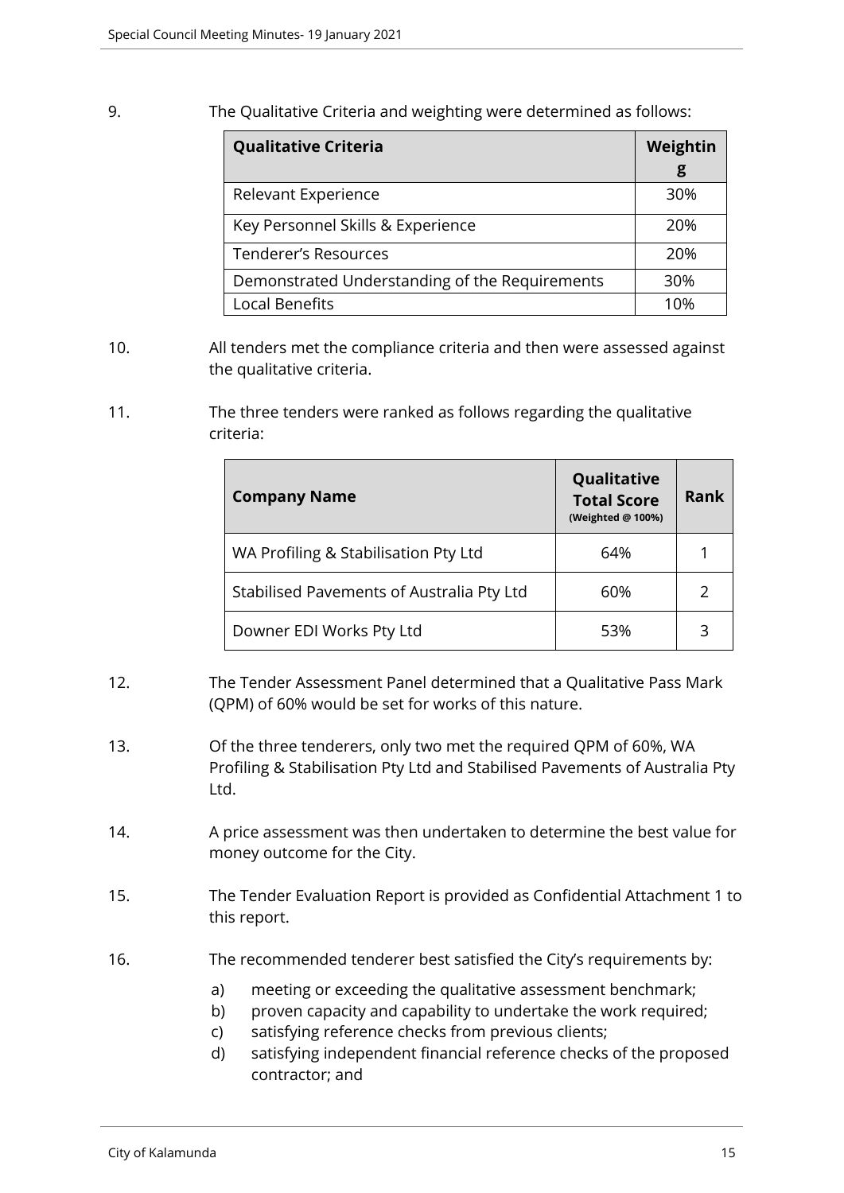9. The Qualitative Criteria and weighting were determined as follows:

| Qualitative Criteria | Weighting |
|---|---|
| Relevant Experience | 30% |
| Key Personnel Skills & Experience | 20% |
| Tenderer's Resources | 20% |
| Demonstrated Understanding of the Requirements | 30% |
| Local Benefits | 10% |

10. All tenders met the compliance criteria and then were assessed against the qualitative criteria.

11. The three tenders were ranked as follows regarding the qualitative criteria:

| Company Name | Qualitative Total Score (Weighted @ 100%) | Rank |
|---|---|---|
| WA Profiling & Stabilisation Pty Ltd | 64% | 1 |
| Stabilised Pavements of Australia Pty Ltd | 60% | 2 |
| Downer EDI Works Pty Ltd | 53% | 3 |

12. The Tender Assessment Panel determined that a Qualitative Pass Mark (QPM) of 60% would be set for works of this nature.

13. Of the three tenderers, only two met the required QPM of 60%, WA Profiling & Stabilisation Pty Ltd and Stabilised Pavements of Australia Pty Ltd.

14. A price assessment was then undertaken to determine the best value for money outcome for the City.

15. The Tender Evaluation Report is provided as Confidential Attachment 1 to this report.

16. The recommended tenderer best satisfied the City's requirements by:

   a) meeting or exceeding the qualitative assessment benchmark;
   b) proven capacity and capability to undertake the work required;
   c) satisfying reference checks from previous clients;
   d) satisfying independent financial reference checks of the proposed contractor; and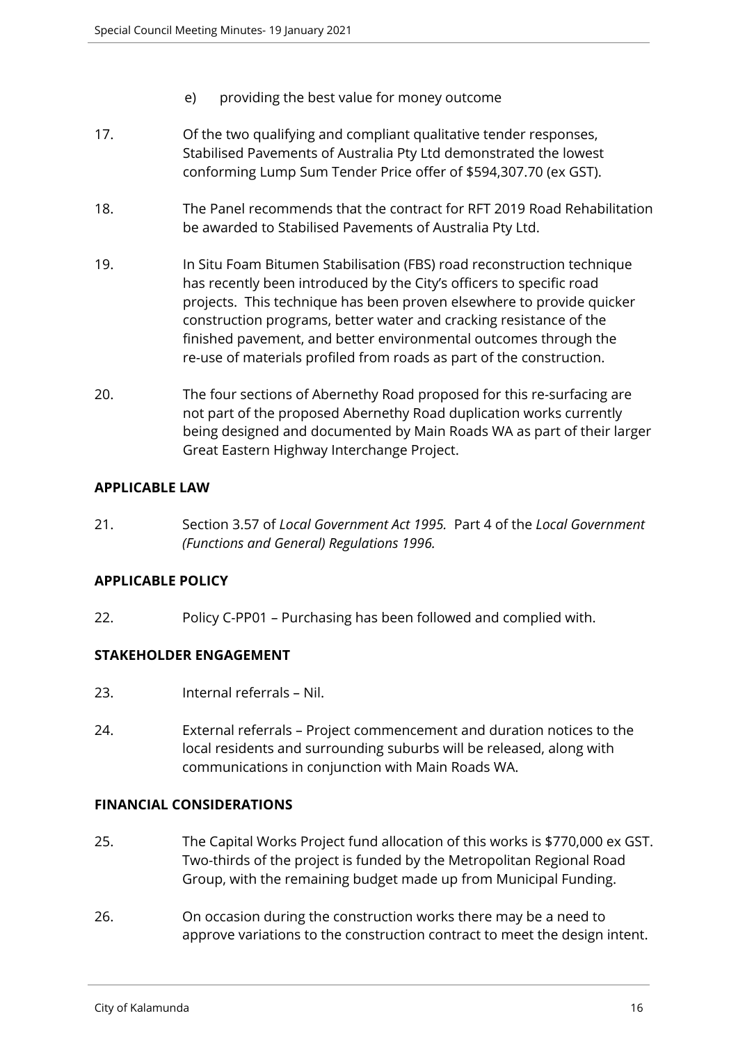e) providing the best value for money outcome

17. Of the two qualifying and compliant qualitative tender responses, Stabilised Pavements of Australia Pty Ltd demonstrated the lowest conforming Lump Sum Tender Price offer of $594,307.70 (ex GST).

18. The Panel recommends that the contract for RFT 2019 Road Rehabilitation be awarded to Stabilised Pavements of Australia Pty Ltd.

19. In Situ Foam Bitumen Stabilisation (FBS) road reconstruction technique has recently been introduced by the City's officers to specific road projects. This technique has been proven elsewhere to provide quicker construction programs, better water and cracking resistance of the finished pavement, and better environmental outcomes through the re-use of materials profiled from roads as part of the construction.

20. The four sections of Abernethy Road proposed for this re-surfacing are not part of the proposed Abernethy Road duplication works currently being designed and documented by Main Roads WA as part of their larger Great Eastern Highway Interchange Project.

**APPLICABLE LAW**

21. Section 3.57 of *Local Government Act 1995.* Part 4 of the *Local Government (Functions and General) Regulations 1996.*

**APPLICABLE POLICY**

22. Policy C-PP01 – Purchasing has been followed and complied with.

**STAKEHOLDER ENGAGEMENT**

23. Internal referrals – Nil.

24. External referrals – Project commencement and duration notices to the local residents and surrounding suburbs will be released, along with communications in conjunction with Main Roads WA.

**FINANCIAL CONSIDERATIONS**

25. The Capital Works Project fund allocation of this works is $770,000 ex GST. Two-thirds of the project is funded by the Metropolitan Regional Road Group, with the remaining budget made up from Municipal Funding.

26. On occasion during the construction works there may be a need to approve variations to the construction contract to meet the design intent.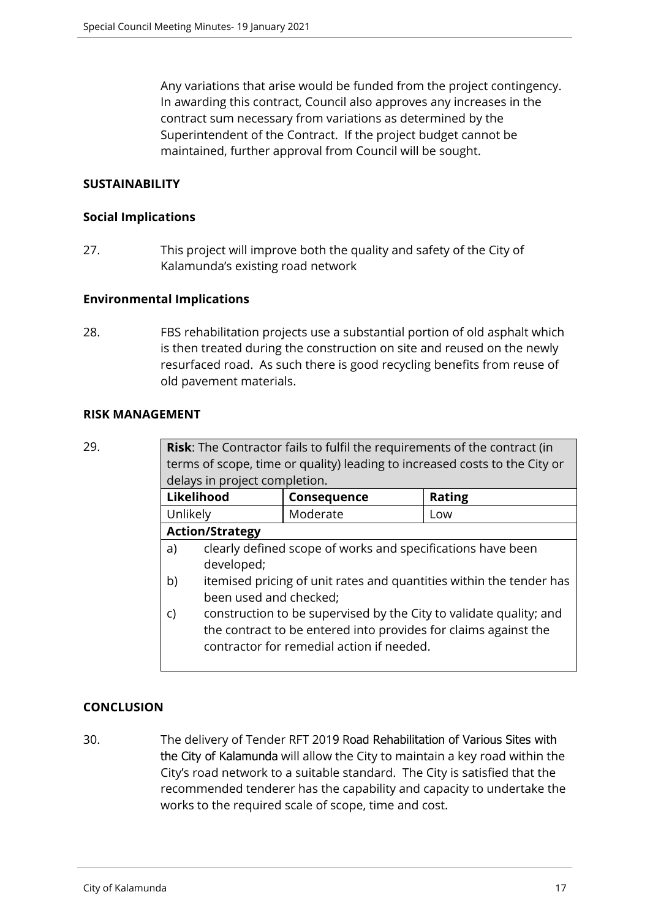Any variations that arise would be funded from the project contingency. In awarding this contract, Council also approves any increases in the contract sum necessary from variations as determined by the Superintendent of the Contract. If the project budget cannot be maintained, further approval from Council will be sought.

**SUSTAINABILITY**

**Social Implications**

27. This project will improve both the quality and safety of the City of Kalamunda's existing road network

**Environmental Implications**

28. FBS rehabilitation projects use a substantial portion of old asphalt which is then treated during the construction on site and reused on the newly resurfaced road. As such there is good recycling benefits from reuse of old pavement materials.

**RISK MANAGEMENT**

29.

| **Risk**: The Contractor fails to fulfil the requirements of the contract (in terms of scope, time or quality) leading to increased costs to the City or delays in project completion. | | |
|---|---|---|
| **Likelihood** | **Consequence** | **Rating** |
| Unlikely | Moderate | Low |
| **Action/Strategy** | | |
| a) clearly defined scope of works and specifications have been developed;<br>b) itemised pricing of unit rates and quantities within the tender has been used and checked;<br>c) construction to be supervised by the City to validate quality; and the contract to be entered into provides for claims against the contractor for remedial action if needed. | | |

**CONCLUSION**

30. The delivery of Tender RFT 2019 Road Rehabilitation of Various Sites with the City of Kalamunda will allow the City to maintain a key road within the City's road network to a suitable standard. The City is satisfied that the recommended tenderer has the capability and capacity to undertake the works to the required scale of scope, time and cost.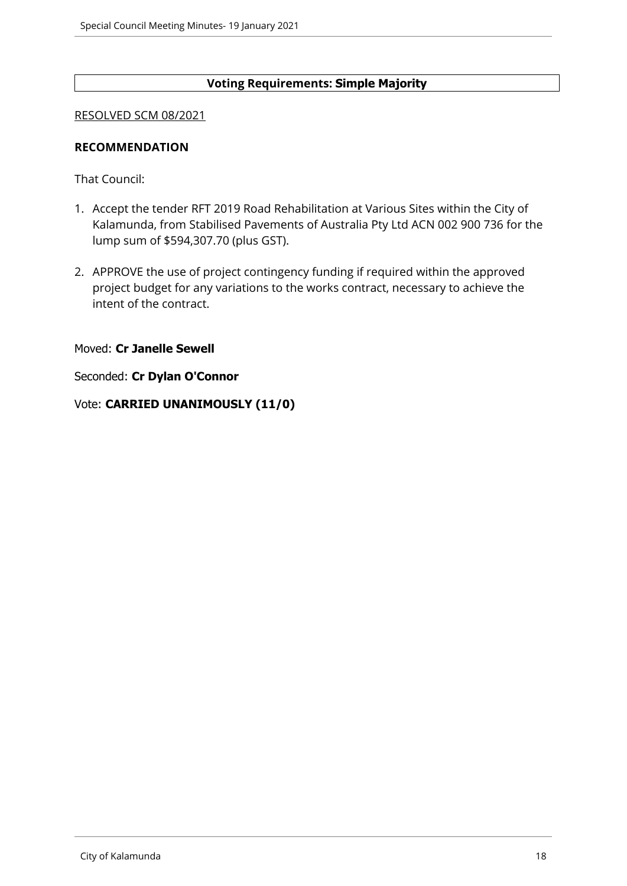**Voting Requirements: Simple Majority**

RESOLVED SCM 08/2021

**RECOMMENDATION**

That Council:

1. Accept the tender RFT 2019 Road Rehabilitation at Various Sites within the City of Kalamunda, from Stabilised Pavements of Australia Pty Ltd ACN 002 900 736 for the lump sum of $594,307.70 (plus GST).

2. APPROVE the use of project contingency funding if required within the approved project budget for any variations to the works contract, necessary to achieve the intent of the contract.

Moved: **Cr Janelle Sewell**

Seconded: **Cr Dylan O'Connor**

Vote: **CARRIED UNANIMOUSLY (11/0)**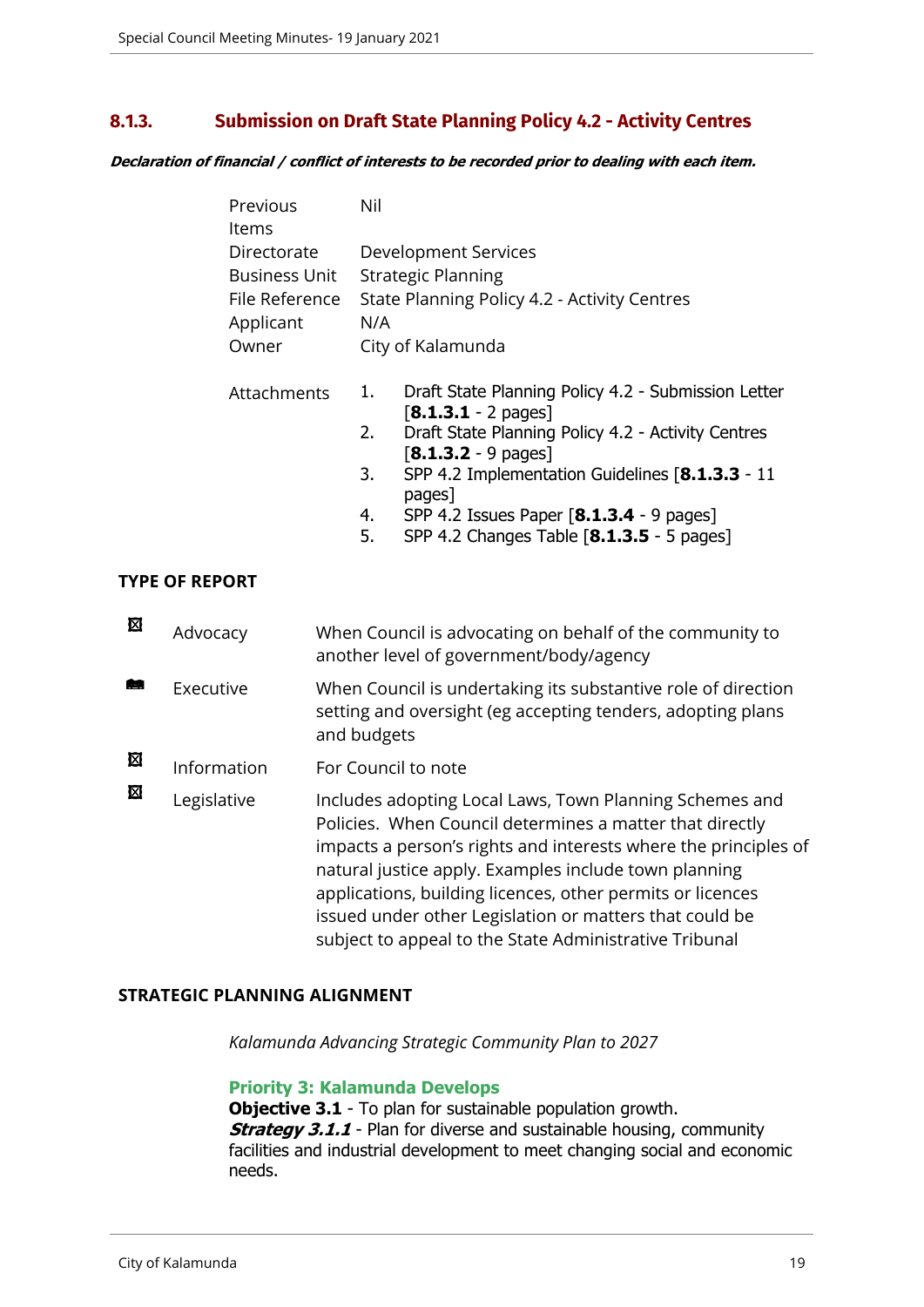## 8.1.3. Submission on Draft State Planning Policy 4.2 - Activity Centres

***Declaration of financial / conflict of interests to be recorded prior to dealing with each item.***

| | |
|---|---|
| Previous Items | Nil |
| Directorate | Development Services |
| Business Unit | Strategic Planning |
| File Reference | State Planning Policy 4.2 - Activity Centres |
| Applicant | N/A |
| Owner | City of Kalamunda |

Attachments

1. Draft State Planning Policy 4.2 - Submission Letter [**8.1.3.1** - 2 pages]
2. Draft State Planning Policy 4.2 - Activity Centres [**8.1.3.2** - 9 pages]
3. SPP 4.2 Implementation Guidelines [**8.1.3.3** - 11 pages]
4. SPP 4.2 Issues Paper [**8.1.3.4** - 9 pages]
5. SPP 4.2 Changes Table [**8.1.3.5** - 5 pages]

**TYPE OF REPORT**

| | | |
|---|---|---|
| ☒ | Advocacy | When Council is advocating on behalf of the community to another level of government/body/agency |
| ■ | Executive | When Council is undertaking its substantive role of direction setting and oversight (eg accepting tenders, adopting plans and budgets |
| ☒ | Information | For Council to note |
| ☒ | Legislative | Includes adopting Local Laws, Town Planning Schemes and Policies. When Council determines a matter that directly impacts a person's rights and interests where the principles of natural justice apply. Examples include town planning applications, building licences, other permits or licences issued under other Legislation or matters that could be subject to appeal to the State Administrative Tribunal |

**STRATEGIC PLANNING ALIGNMENT**

*Kalamunda Advancing Strategic Community Plan to 2027*

**Priority 3: Kalamunda Develops**

**Objective 3.1** - To plan for sustainable population growth.

***Strategy 3.1.1*** - Plan for diverse and sustainable housing, community facilities and industrial development to meet changing social and economic needs.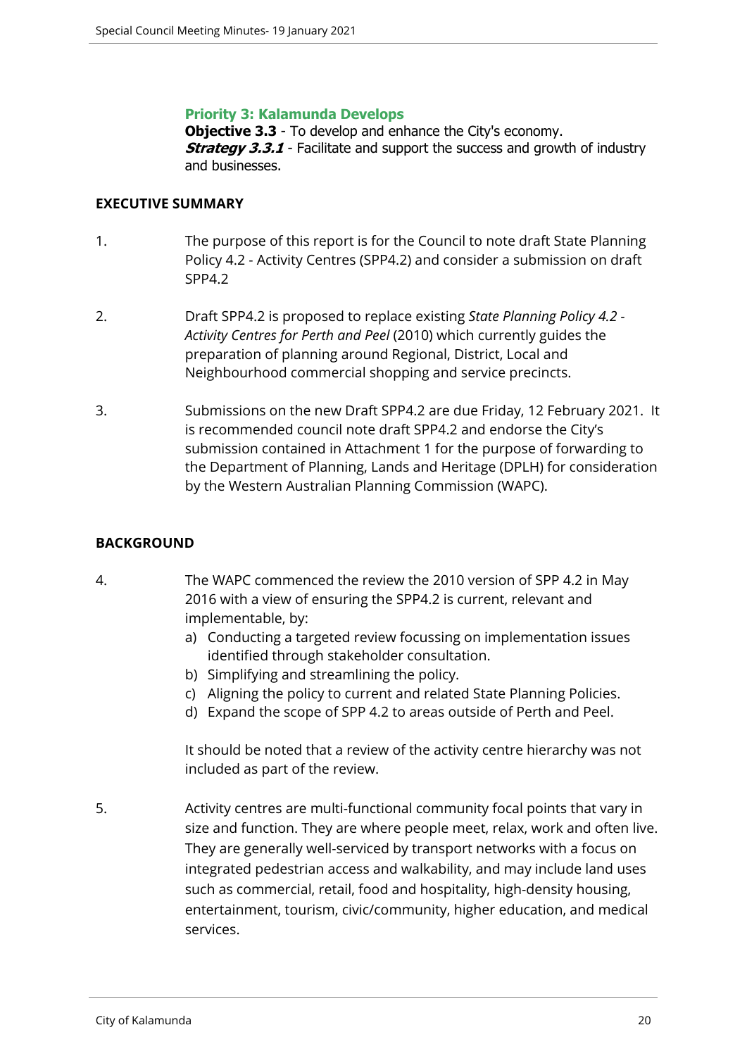**Priority 3: Kalamunda Develops**
**Objective 3.3** - To develop and enhance the City's economy.
***Strategy 3.3.1*** - Facilitate and support the success and growth of industry and businesses.

## EXECUTIVE SUMMARY

1. The purpose of this report is for the Council to note draft State Planning Policy 4.2 - Activity Centres (SPP4.2) and consider a submission on draft SPP4.2

2. Draft SPP4.2 is proposed to replace existing *State Planning Policy 4.2 - Activity Centres for Perth and Peel* (2010) which currently guides the preparation of planning around Regional, District, Local and Neighbourhood commercial shopping and service precincts.

3. Submissions on the new Draft SPP4.2 are due Friday, 12 February 2021. It is recommended council note draft SPP4.2 and endorse the City's submission contained in Attachment 1 for the purpose of forwarding to the Department of Planning, Lands and Heritage (DPLH) for consideration by the Western Australian Planning Commission (WAPC).

## BACKGROUND

4. The WAPC commenced the review the 2010 version of SPP 4.2 in May 2016 with a view of ensuring the SPP4.2 is current, relevant and implementable, by:
   a) Conducting a targeted review focussing on implementation issues identified through stakeholder consultation.
   b) Simplifying and streamlining the policy.
   c) Aligning the policy to current and related State Planning Policies.
   d) Expand the scope of SPP 4.2 to areas outside of Perth and Peel.

   It should be noted that a review of the activity centre hierarchy was not included as part of the review.

5. Activity centres are multi-functional community focal points that vary in size and function. They are where people meet, relax, work and often live. They are generally well-serviced by transport networks with a focus on integrated pedestrian access and walkability, and may include land uses such as commercial, retail, food and hospitality, high-density housing, entertainment, tourism, civic/community, higher education, and medical services.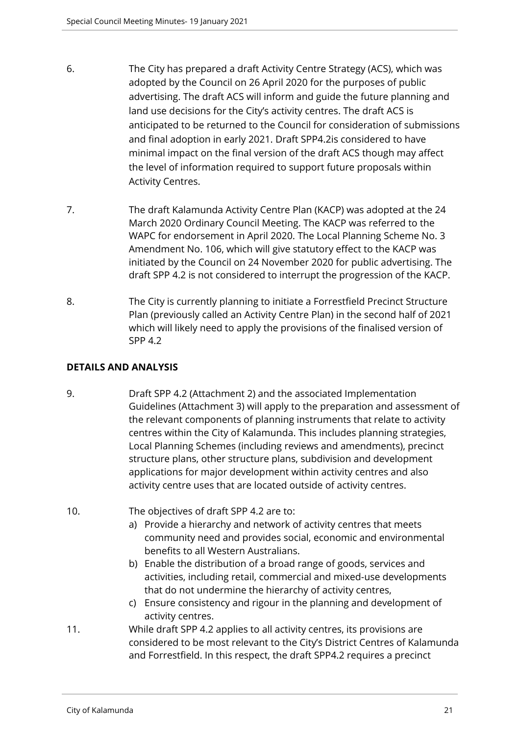6. The City has prepared a draft Activity Centre Strategy (ACS), which was adopted by the Council on 26 April 2020 for the purposes of public advertising. The draft ACS will inform and guide the future planning and land use decisions for the City's activity centres. The draft ACS is anticipated to be returned to the Council for consideration of submissions and final adoption in early 2021. Draft SPP4.2is considered to have minimal impact on the final version of the draft ACS though may affect the level of information required to support future proposals within Activity Centres.

7. The draft Kalamunda Activity Centre Plan (KACP) was adopted at the 24 March 2020 Ordinary Council Meeting. The KACP was referred to the WAPC for endorsement in April 2020. The Local Planning Scheme No. 3 Amendment No. 106, which will give statutory effect to the KACP was initiated by the Council on 24 November 2020 for public advertising. The draft SPP 4.2 is not considered to interrupt the progression of the KACP.

8. The City is currently planning to initiate a Forrestfield Precinct Structure Plan (previously called an Activity Centre Plan) in the second half of 2021 which will likely need to apply the provisions of the finalised version of SPP 4.2

**DETAILS AND ANALYSIS**

9. Draft SPP 4.2 (Attachment 2) and the associated Implementation Guidelines (Attachment 3) will apply to the preparation and assessment of the relevant components of planning instruments that relate to activity centres within the City of Kalamunda. This includes planning strategies, Local Planning Schemes (including reviews and amendments), precinct structure plans, other structure plans, subdivision and development applications for major development within activity centres and also activity centre uses that are located outside of activity centres.

10. The objectives of draft SPP 4.2 are to:
    a) Provide a hierarchy and network of activity centres that meets community need and provides social, economic and environmental benefits to all Western Australians.
    b) Enable the distribution of a broad range of goods, services and activities, including retail, commercial and mixed-use developments that do not undermine the hierarchy of activity centres,
    c) Ensure consistency and rigour in the planning and development of activity centres.

11. While draft SPP 4.2 applies to all activity centres, its provisions are considered to be most relevant to the City's District Centres of Kalamunda and Forrestfield. In this respect, the draft SPP4.2 requires a precinct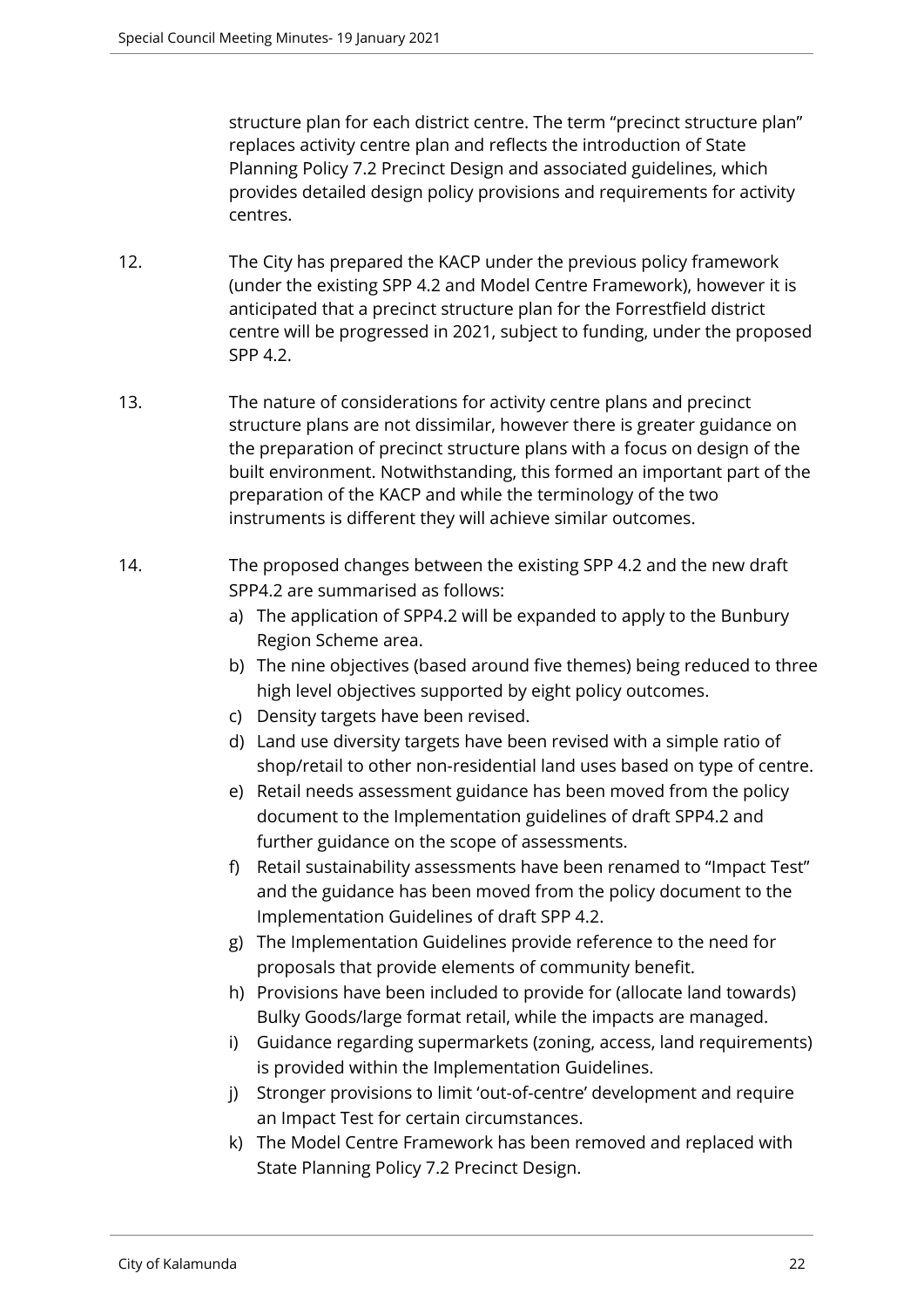structure plan for each district centre. The term "precinct structure plan" replaces activity centre plan and reflects the introduction of State Planning Policy 7.2 Precinct Design and associated guidelines, which provides detailed design policy provisions and requirements for activity centres.

12. The City has prepared the KACP under the previous policy framework (under the existing SPP 4.2 and Model Centre Framework), however it is anticipated that a precinct structure plan for the Forrestfield district centre will be progressed in 2021, subject to funding, under the proposed SPP 4.2.

13. The nature of considerations for activity centre plans and precinct structure plans are not dissimilar, however there is greater guidance on the preparation of precinct structure plans with a focus on design of the built environment. Notwithstanding, this formed an important part of the preparation of the KACP and while the terminology of the two instruments is different they will achieve similar outcomes.

14. The proposed changes between the existing SPP 4.2 and the new draft SPP4.2 are summarised as follows:
    a) The application of SPP4.2 will be expanded to apply to the Bunbury Region Scheme area.
    b) The nine objectives (based around five themes) being reduced to three high level objectives supported by eight policy outcomes.
    c) Density targets have been revised.
    d) Land use diversity targets have been revised with a simple ratio of shop/retail to other non-residential land uses based on type of centre.
    e) Retail needs assessment guidance has been moved from the policy document to the Implementation guidelines of draft SPP4.2 and further guidance on the scope of assessments.
    f) Retail sustainability assessments have been renamed to "Impact Test" and the guidance has been moved from the policy document to the Implementation Guidelines of draft SPP 4.2.
    g) The Implementation Guidelines provide reference to the need for proposals that provide elements of community benefit.
    h) Provisions have been included to provide for (allocate land towards) Bulky Goods/large format retail, while the impacts are managed.
    i) Guidance regarding supermarkets (zoning, access, land requirements) is provided within the Implementation Guidelines.
    j) Stronger provisions to limit 'out-of-centre' development and require an Impact Test for certain circumstances.
    k) The Model Centre Framework has been removed and replaced with State Planning Policy 7.2 Precinct Design.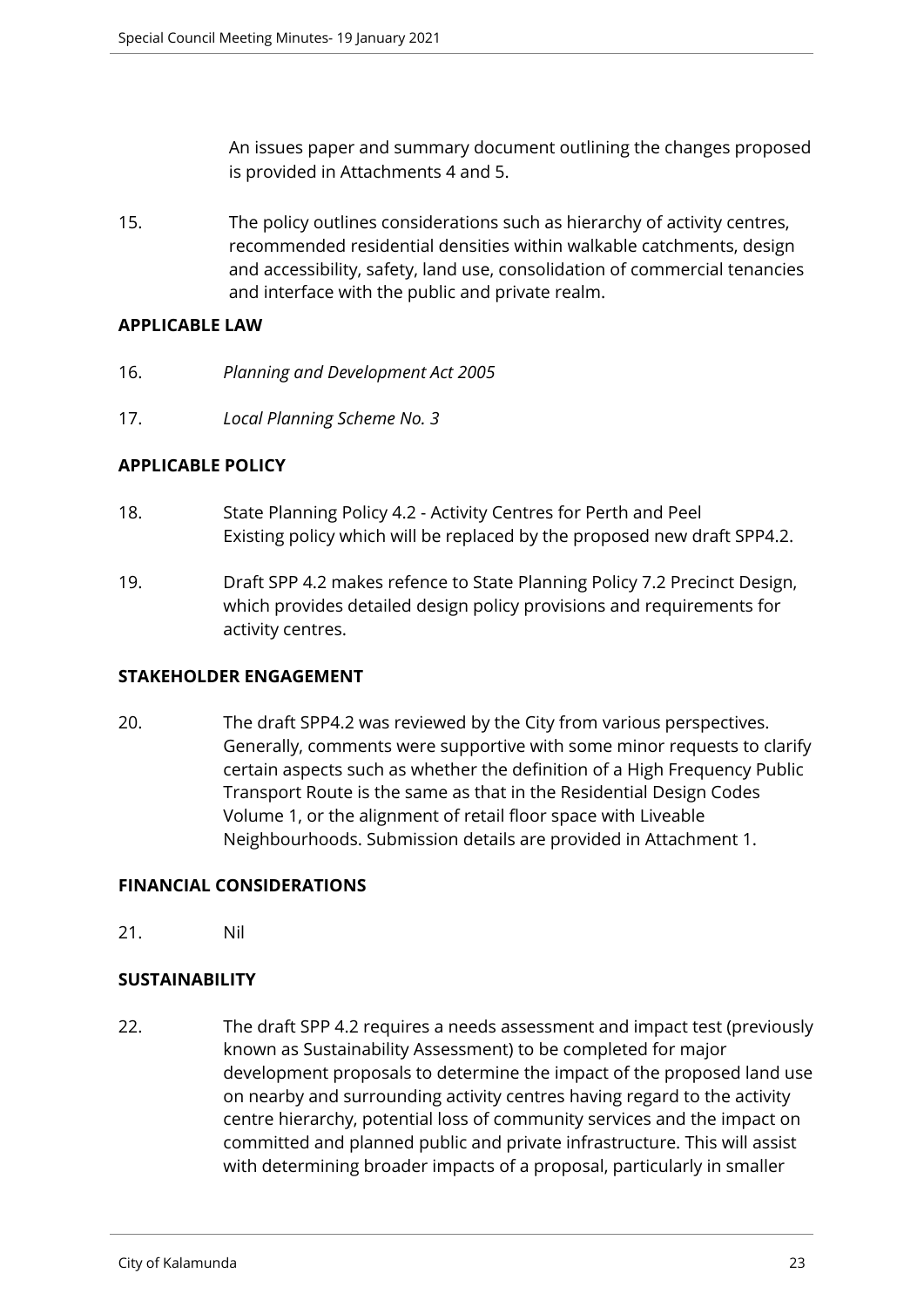An issues paper and summary document outlining the changes proposed is provided in Attachments 4 and 5.

15. The policy outlines considerations such as hierarchy of activity centres, recommended residential densities within walkable catchments, design and accessibility, safety, land use, consolidation of commercial tenancies and interface with the public and private realm.

**APPLICABLE LAW**

16. *Planning and Development Act 2005*

17. *Local Planning Scheme No. 3*

**APPLICABLE POLICY**

18. State Planning Policy 4.2 - Activity Centres for Perth and Peel
Existing policy which will be replaced by the proposed new draft SPP4.2.

19. Draft SPP 4.2 makes refence to State Planning Policy 7.2 Precinct Design, which provides detailed design policy provisions and requirements for activity centres.

**STAKEHOLDER ENGAGEMENT**

20. The draft SPP4.2 was reviewed by the City from various perspectives. Generally, comments were supportive with some minor requests to clarify certain aspects such as whether the definition of a High Frequency Public Transport Route is the same as that in the Residential Design Codes Volume 1, or the alignment of retail floor space with Liveable Neighbourhoods. Submission details are provided in Attachment 1.

**FINANCIAL CONSIDERATIONS**

21. Nil

**SUSTAINABILITY**

22. The draft SPP 4.2 requires a needs assessment and impact test (previously known as Sustainability Assessment) to be completed for major development proposals to determine the impact of the proposed land use on nearby and surrounding activity centres having regard to the activity centre hierarchy, potential loss of community services and the impact on committed and planned public and private infrastructure. This will assist with determining broader impacts of a proposal, particularly in smaller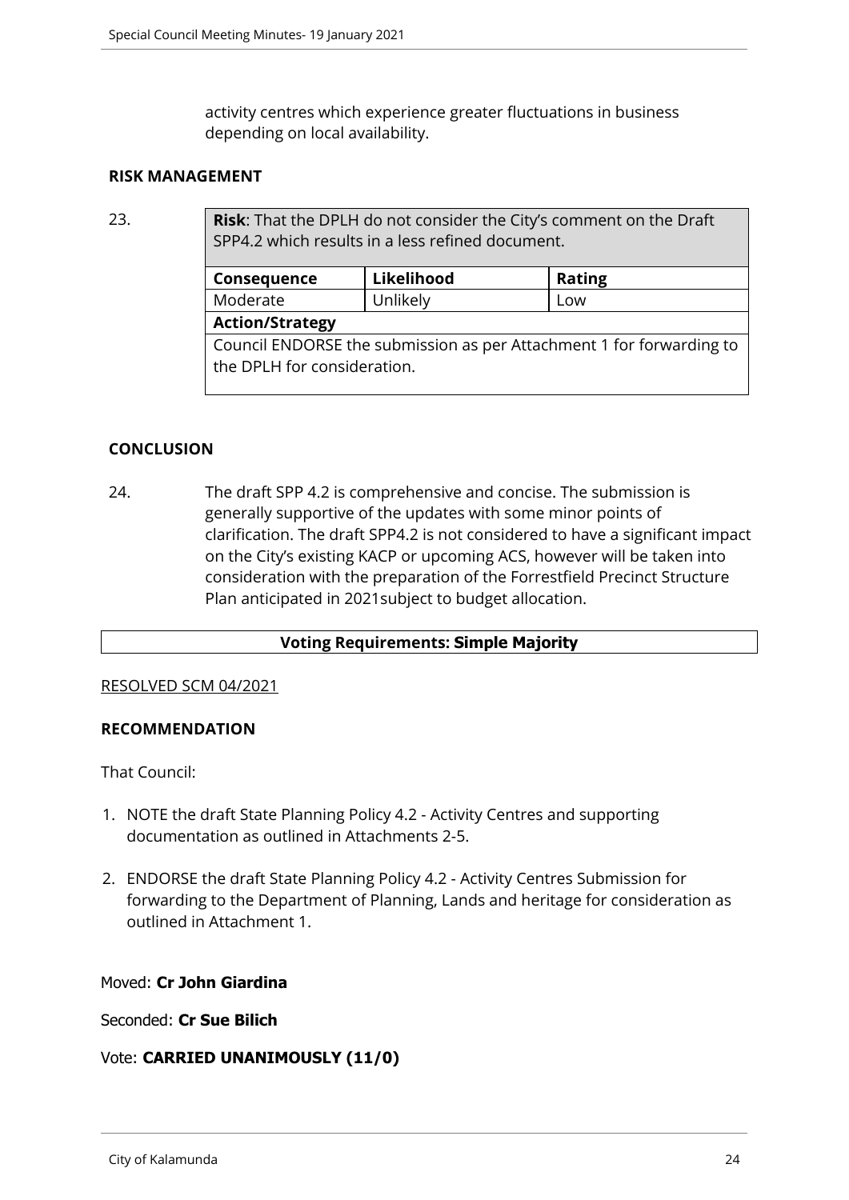activity centres which experience greater fluctuations in business depending on local availability.

**RISK MANAGEMENT**

23.

| **Risk**: That the DPLH do not consider the City's comment on the Draft SPP4.2 which results in a less refined document. | | |
|---|---|---|
| **Consequence** | **Likelihood** | **Rating** |
| Moderate | Unlikely | Low |
| **Action/Strategy** | | |
| Council ENDORSE the submission as per Attachment 1 for forwarding to the DPLH for consideration. | | |

**CONCLUSION**

24. The draft SPP 4.2 is comprehensive and concise. The submission is generally supportive of the updates with some minor points of clarification. The draft SPP4.2 is not considered to have a significant impact on the City's existing KACP or upcoming ACS, however will be taken into consideration with the preparation of the Forrestfield Precinct Structure Plan anticipated in 2021subject to budget allocation.

| **Voting Requirements: Simple Majority** |
|---|

RESOLVED SCM 04/2021

**RECOMMENDATION**

That Council:

1. NOTE the draft State Planning Policy 4.2 - Activity Centres and supporting documentation as outlined in Attachments 2-5.

2. ENDORSE the draft State Planning Policy 4.2 - Activity Centres Submission for forwarding to the Department of Planning, Lands and heritage for consideration as outlined in Attachment 1.

Moved: **Cr John Giardina**

Seconded: **Cr Sue Bilich**

Vote: **CARRIED UNANIMOUSLY (11/0)**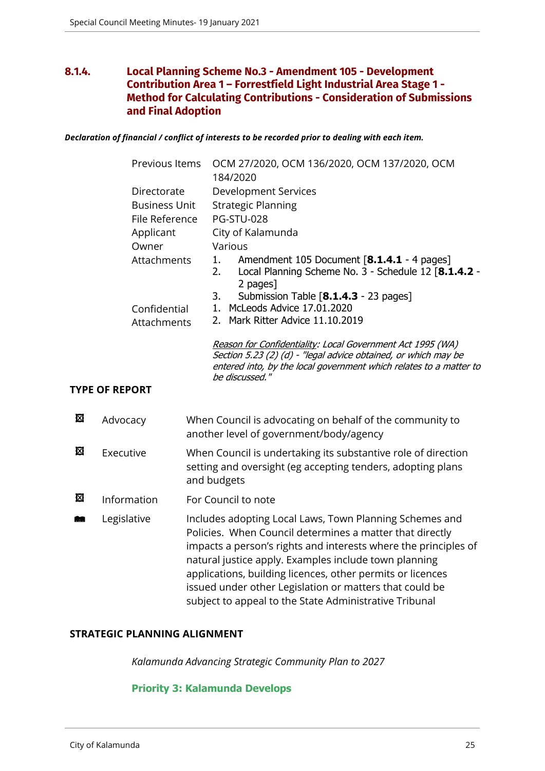## 8.1.4. Local Planning Scheme No.3 - Amendment 105 - Development Contribution Area 1 – Forrestfield Light Industrial Area Stage 1 - Method for Calculating Contributions - Consideration of Submissions and Final Adoption

***Declaration of financial / conflict of interests to be recorded prior to dealing with each item.***

| | |
|---|---|
| Previous Items | OCM 27/2020, OCM 136/2020, OCM 137/2020, OCM 184/2020 |
| Directorate | Development Services |
| Business Unit | Strategic Planning |
| File Reference | PG-STU-028 |
| Applicant | City of Kalamunda |
| Owner | Various |
| Attachments | 1. Amendment 105 Document [**8.1.4.1** - 4 pages]<br>2. Local Planning Scheme No. 3 - Schedule 12 [**8.1.4.2** - 2 pages]<br>3. Submission Table [**8.1.4.3** - 23 pages] |
| Confidential Attachments | 1. McLeods Advice 17.01.2020<br>2. Mark Ritter Advice 11.10.2019<br><br>*Reason for Confidentiality: Local Government Act 1995 (WA) Section 5.23 (2) (d) - "legal advice obtained, or which may be entered into, by the local government which relates to a matter to be discussed."* |

**TYPE OF REPORT**

| | | |
|---|---|---|
| ☒ | Advocacy | When Council is advocating on behalf of the community to another level of government/body/agency |
| ☒ | Executive | When Council is undertaking its substantive role of direction setting and oversight (eg accepting tenders, adopting plans and budgets |
| ☒ | Information | For Council to note |
| ■ | Legislative | Includes adopting Local Laws, Town Planning Schemes and Policies. When Council determines a matter that directly impacts a person's rights and interests where the principles of natural justice apply. Examples include town planning applications, building licences, other permits or licences issued under other Legislation or matters that could be subject to appeal to the State Administrative Tribunal |

**STRATEGIC PLANNING ALIGNMENT**

*Kalamunda Advancing Strategic Community Plan to 2027*

**Priority 3: Kalamunda Develops**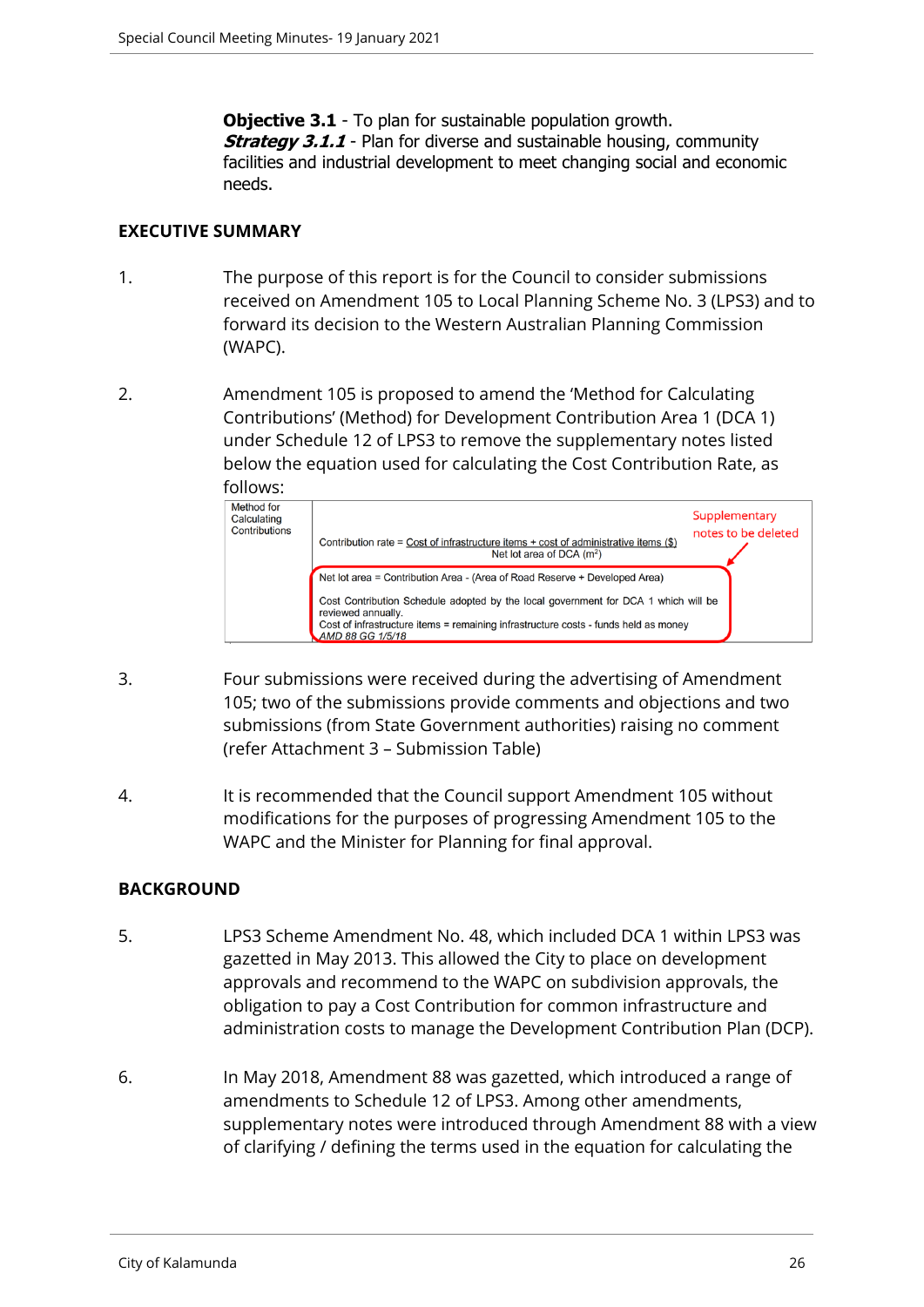**Objective 3.1** - To plan for sustainable population growth.
***Strategy 3.1.1*** - Plan for diverse and sustainable housing, community facilities and industrial development to meet changing social and economic needs.

## EXECUTIVE SUMMARY

1. The purpose of this report is for the Council to consider submissions received on Amendment 105 to Local Planning Scheme No. 3 (LPS3) and to forward its decision to the Western Australian Planning Commission (WAPC).

2. Amendment 105 is proposed to amend the 'Method for Calculating Contributions' (Method) for Development Contribution Area 1 (DCA 1) under Schedule 12 of LPS3 to remove the supplementary notes listed below the equation used for calculating the Cost Contribution Rate, as follows:

| Method for Calculating Contributions | Contribution rate = Cost of infrastructure items + cost of administrative items ($) / Net lot area of DCA (m$^2$)<br><br>*Supplementary notes to be deleted:*<br>Net lot area = Contribution Area - (Area of Road Reserve + Developed Area)<br>Cost Contribution Schedule adopted by the local government for DCA 1 which will be reviewed annually.<br>Cost of infrastructure items = remaining infrastructure costs - funds held as money<br>*AMD 88 GG 1/5/18* |
|---|---|

3. Four submissions were received during the advertising of Amendment 105; two of the submissions provide comments and objections and two submissions (from State Government authorities) raising no comment (refer Attachment 3 – Submission Table)

4. It is recommended that the Council support Amendment 105 without modifications for the purposes of progressing Amendment 105 to the WAPC and the Minister for Planning for final approval.

## BACKGROUND

5. LPS3 Scheme Amendment No. 48, which included DCA 1 within LPS3 was gazetted in May 2013. This allowed the City to place on development approvals and recommend to the WAPC on subdivision approvals, the obligation to pay a Cost Contribution for common infrastructure and administration costs to manage the Development Contribution Plan (DCP).

6. In May 2018, Amendment 88 was gazetted, which introduced a range of amendments to Schedule 12 of LPS3. Among other amendments, supplementary notes were introduced through Amendment 88 with a view of clarifying / defining the terms used in the equation for calculating the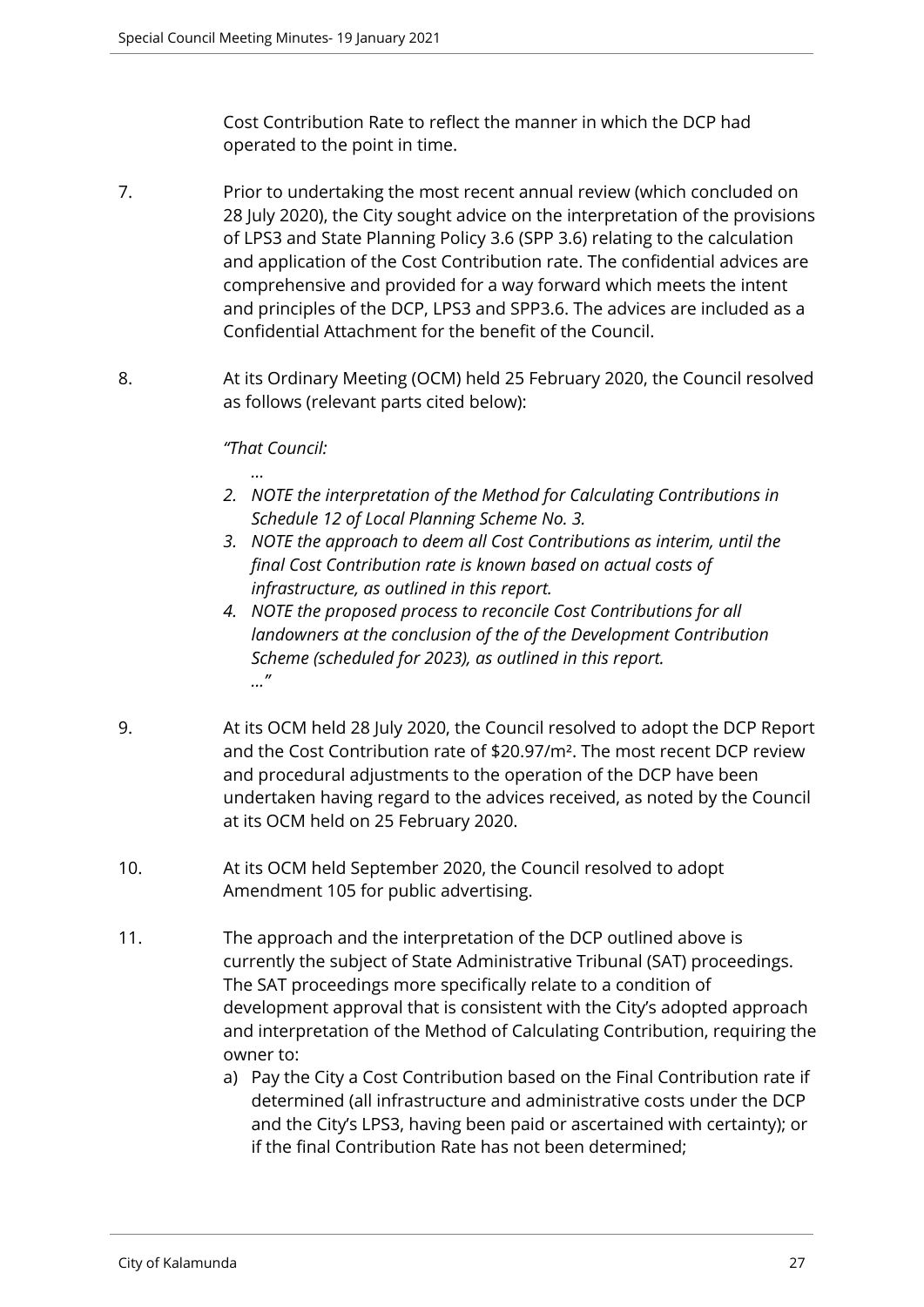Cost Contribution Rate to reflect the manner in which the DCP had operated to the point in time.

7. Prior to undertaking the most recent annual review (which concluded on 28 July 2020), the City sought advice on the interpretation of the provisions of LPS3 and State Planning Policy 3.6 (SPP 3.6) relating to the calculation and application of the Cost Contribution rate. The confidential advices are comprehensive and provided for a way forward which meets the intent and principles of the DCP, LPS3 and SPP3.6. The advices are included as a Confidential Attachment for the benefit of the Council.

8. At its Ordinary Meeting (OCM) held 25 February 2020, the Council resolved as follows (relevant parts cited below):

   *"That Council:*

   *...*

   2. *NOTE the interpretation of the Method for Calculating Contributions in Schedule 12 of Local Planning Scheme No. 3.*
   3. *NOTE the approach to deem all Cost Contributions as interim, until the final Cost Contribution rate is known based on actual costs of infrastructure, as outlined in this report.*
   4. *NOTE the proposed process to reconcile Cost Contributions for all landowners at the conclusion of the of the Development Contribution Scheme (scheduled for 2023), as outlined in this report.*

   *..."*

9. At its OCM held 28 July 2020, the Council resolved to adopt the DCP Report and the Cost Contribution rate of $20.97/m². The most recent DCP review and procedural adjustments to the operation of the DCP have been undertaken having regard to the advices received, as noted by the Council at its OCM held on 25 February 2020.

10. At its OCM held September 2020, the Council resolved to adopt Amendment 105 for public advertising.

11. The approach and the interpretation of the DCP outlined above is currently the subject of State Administrative Tribunal (SAT) proceedings. The SAT proceedings more specifically relate to a condition of development approval that is consistent with the City's adopted approach and interpretation of the Method of Calculating Contribution, requiring the owner to:

    a) Pay the City a Cost Contribution based on the Final Contribution rate if determined (all infrastructure and administrative costs under the DCP and the City's LPS3, having been paid or ascertained with certainty); or if the final Contribution Rate has not been determined;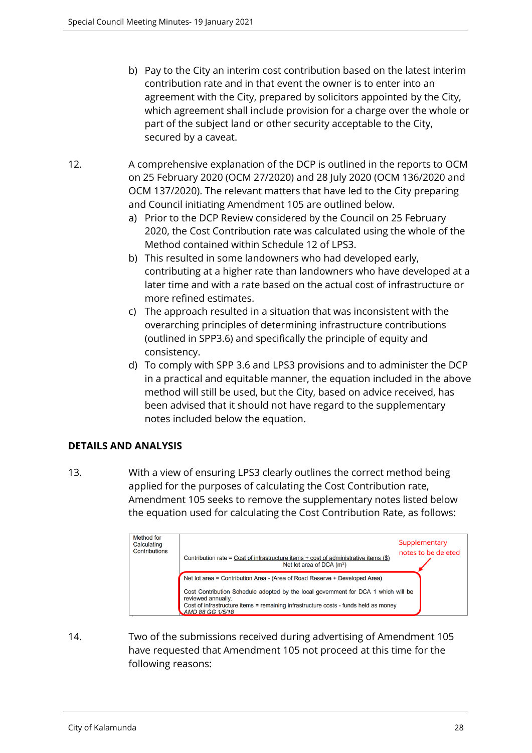b) Pay to the City an interim cost contribution based on the latest interim contribution rate and in that event the owner is to enter into an agreement with the City, prepared by solicitors appointed by the City, which agreement shall include provision for a charge over the whole or part of the subject land or other security acceptable to the City, secured by a caveat.

12. A comprehensive explanation of the DCP is outlined in the reports to OCM on 25 February 2020 (OCM 27/2020) and 28 July 2020 (OCM 136/2020 and OCM 137/2020). The relevant matters that have led to the City preparing and Council initiating Amendment 105 are outlined below.

a) Prior to the DCP Review considered by the Council on 25 February 2020, the Cost Contribution rate was calculated using the whole of the Method contained within Schedule 12 of LPS3.

b) This resulted in some landowners who had developed early, contributing at a higher rate than landowners who have developed at a later time and with a rate based on the actual cost of infrastructure or more refined estimates.

c) The approach resulted in a situation that was inconsistent with the overarching principles of determining infrastructure contributions (outlined in SPP3.6) and specifically the principle of equity and consistency.

d) To comply with SPP 3.6 and LPS3 provisions and to administer the DCP in a practical and equitable manner, the equation included in the above method will still be used, but the City, based on advice received, has been advised that it should not have regard to the supplementary notes included below the equation.

## DETAILS AND ANALYSIS

13. With a view of ensuring LPS3 clearly outlines the correct method being applied for the purposes of calculating the Cost Contribution rate, Amendment 105 seeks to remove the supplementary notes listed below the equation used for calculating the Cost Contribution Rate, as follows:

| Method for Calculating Contributions | Contribution rate = $\frac{\text{Cost of infrastructure items + cost of administrative items (\$)}}{\text{Net lot area of DCA (m}^2\text{)}}$ <br><br> Supplementary notes to be deleted: <br> Net lot area = Contribution Area - (Area of Road Reserve + Developed Area) <br> Cost Contribution Schedule adopted by the local government for DCA 1 which will be reviewed annually. <br> Cost of infrastructure items = remaining infrastructure costs - funds held as money <br> *AMD 88 GG 1/5/18* |
|---|---|

14. Two of the submissions received during advertising of Amendment 105 have requested that Amendment 105 not proceed at this time for the following reasons: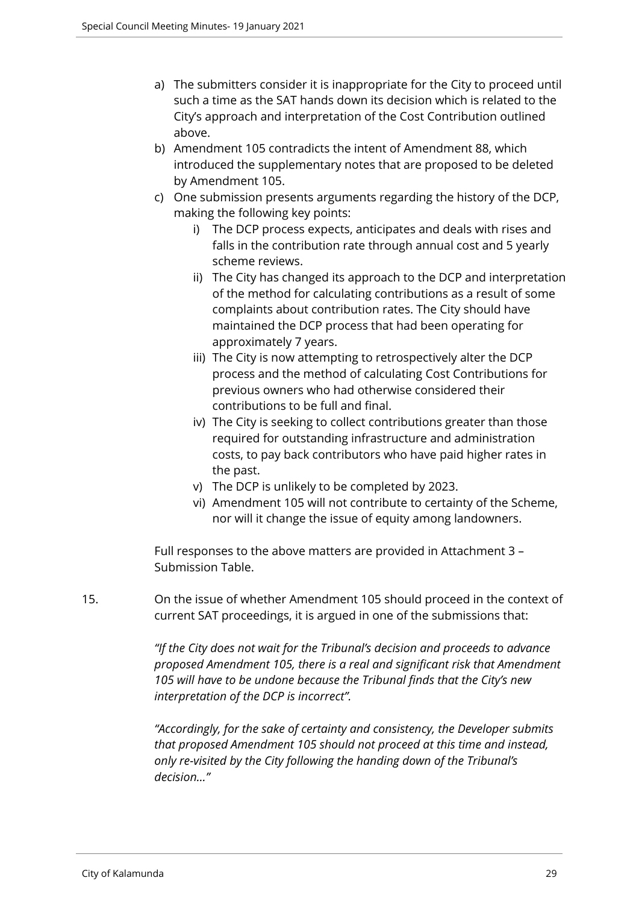a) The submitters consider it is inappropriate for the City to proceed until such a time as the SAT hands down its decision which is related to the City's approach and interpretation of the Cost Contribution outlined above.

b) Amendment 105 contradicts the intent of Amendment 88, which introduced the supplementary notes that are proposed to be deleted by Amendment 105.

c) One submission presents arguments regarding the history of the DCP, making the following key points:

    i) The DCP process expects, anticipates and deals with rises and falls in the contribution rate through annual cost and 5 yearly scheme reviews.

    ii) The City has changed its approach to the DCP and interpretation of the method for calculating contributions as a result of some complaints about contribution rates. The City should have maintained the DCP process that had been operating for approximately 7 years.

    iii) The City is now attempting to retrospectively alter the DCP process and the method of calculating Cost Contributions for previous owners who had otherwise considered their contributions to be full and final.

    iv) The City is seeking to collect contributions greater than those required for outstanding infrastructure and administration costs, to pay back contributors who have paid higher rates in the past.

    v) The DCP is unlikely to be completed by 2023.

    vi) Amendment 105 will not contribute to certainty of the Scheme, nor will it change the issue of equity among landowners.

Full responses to the above matters are provided in Attachment 3 – Submission Table.

15. On the issue of whether Amendment 105 should proceed in the context of current SAT proceedings, it is argued in one of the submissions that:

*"If the City does not wait for the Tribunal's decision and proceeds to advance proposed Amendment 105, there is a real and significant risk that Amendment 105 will have to be undone because the Tribunal finds that the City's new interpretation of the DCP is incorrect".*

*"Accordingly, for the sake of certainty and consistency, the Developer submits that proposed Amendment 105 should not proceed at this time and instead, only re-visited by the City following the handing down of the Tribunal's decision…"*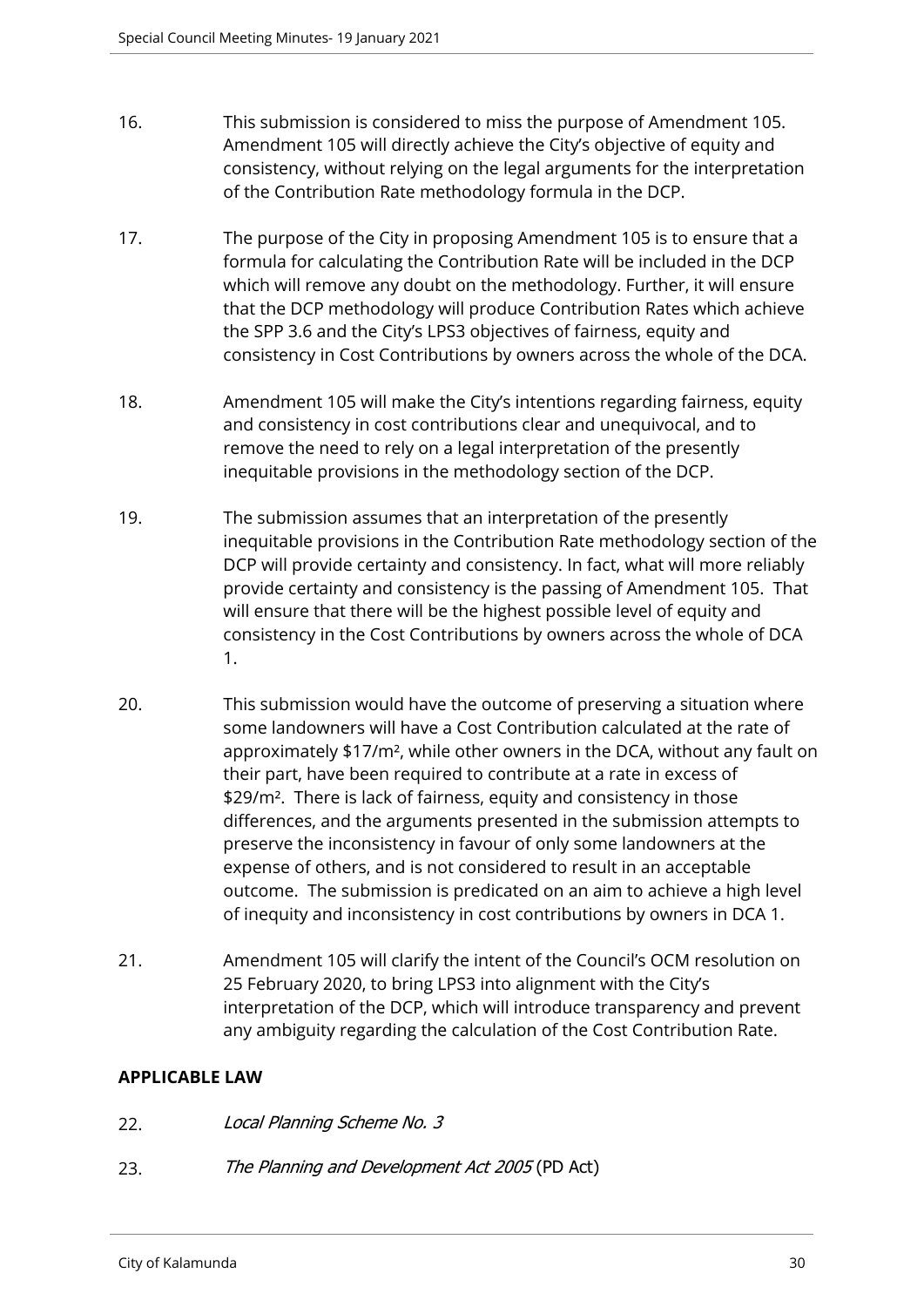16. This submission is considered to miss the purpose of Amendment 105. Amendment 105 will directly achieve the City's objective of equity and consistency, without relying on the legal arguments for the interpretation of the Contribution Rate methodology formula in the DCP.

17. The purpose of the City in proposing Amendment 105 is to ensure that a formula for calculating the Contribution Rate will be included in the DCP which will remove any doubt on the methodology. Further, it will ensure that the DCP methodology will produce Contribution Rates which achieve the SPP 3.6 and the City's LPS3 objectives of fairness, equity and consistency in Cost Contributions by owners across the whole of the DCA.

18. Amendment 105 will make the City's intentions regarding fairness, equity and consistency in cost contributions clear and unequivocal, and to remove the need to rely on a legal interpretation of the presently inequitable provisions in the methodology section of the DCP.

19. The submission assumes that an interpretation of the presently inequitable provisions in the Contribution Rate methodology section of the DCP will provide certainty and consistency. In fact, what will more reliably provide certainty and consistency is the passing of Amendment 105. That will ensure that there will be the highest possible level of equity and consistency in the Cost Contributions by owners across the whole of DCA 1.

20. This submission would have the outcome of preserving a situation where some landowners will have a Cost Contribution calculated at the rate of approximately $17/m², while other owners in the DCA, without any fault on their part, have been required to contribute at a rate in excess of $29/m². There is lack of fairness, equity and consistency in those differences, and the arguments presented in the submission attempts to preserve the inconsistency in favour of only some landowners at the expense of others, and is not considered to result in an acceptable outcome. The submission is predicated on an aim to achieve a high level of inequity and inconsistency in cost contributions by owners in DCA 1.

21. Amendment 105 will clarify the intent of the Council's OCM resolution on 25 February 2020, to bring LPS3 into alignment with the City's interpretation of the DCP, which will introduce transparency and prevent any ambiguity regarding the calculation of the Cost Contribution Rate.

## APPLICABLE LAW

22. *Local Planning Scheme No. 3*

23. *The Planning and Development Act 2005* (PD Act)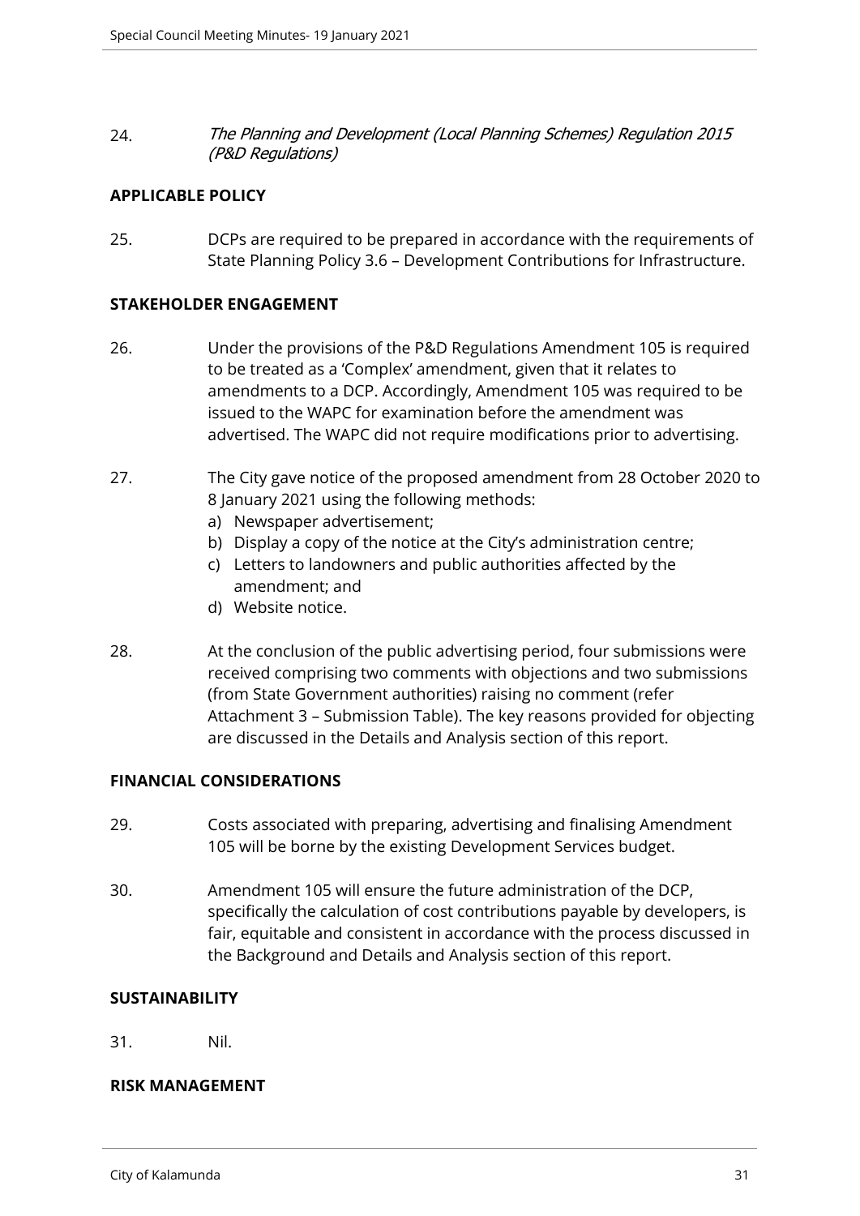24. *The Planning and Development (Local Planning Schemes) Regulation 2015 (P&D Regulations)*

## APPLICABLE POLICY

25. DCPs are required to be prepared in accordance with the requirements of State Planning Policy 3.6 – Development Contributions for Infrastructure.

## STAKEHOLDER ENGAGEMENT

26. Under the provisions of the P&D Regulations Amendment 105 is required to be treated as a 'Complex' amendment, given that it relates to amendments to a DCP. Accordingly, Amendment 105 was required to be issued to the WAPC for examination before the amendment was advertised. The WAPC did not require modifications prior to advertising.

27. The City gave notice of the proposed amendment from 28 October 2020 to 8 January 2021 using the following methods:
   a) Newspaper advertisement;
   b) Display a copy of the notice at the City's administration centre;
   c) Letters to landowners and public authorities affected by the amendment; and
   d) Website notice.

28. At the conclusion of the public advertising period, four submissions were received comprising two comments with objections and two submissions (from State Government authorities) raising no comment (refer Attachment 3 – Submission Table). The key reasons provided for objecting are discussed in the Details and Analysis section of this report.

## FINANCIAL CONSIDERATIONS

29. Costs associated with preparing, advertising and finalising Amendment 105 will be borne by the existing Development Services budget.

30. Amendment 105 will ensure the future administration of the DCP, specifically the calculation of cost contributions payable by developers, is fair, equitable and consistent in accordance with the process discussed in the Background and Details and Analysis section of this report.

## SUSTAINABILITY

31. Nil.

## RISK MANAGEMENT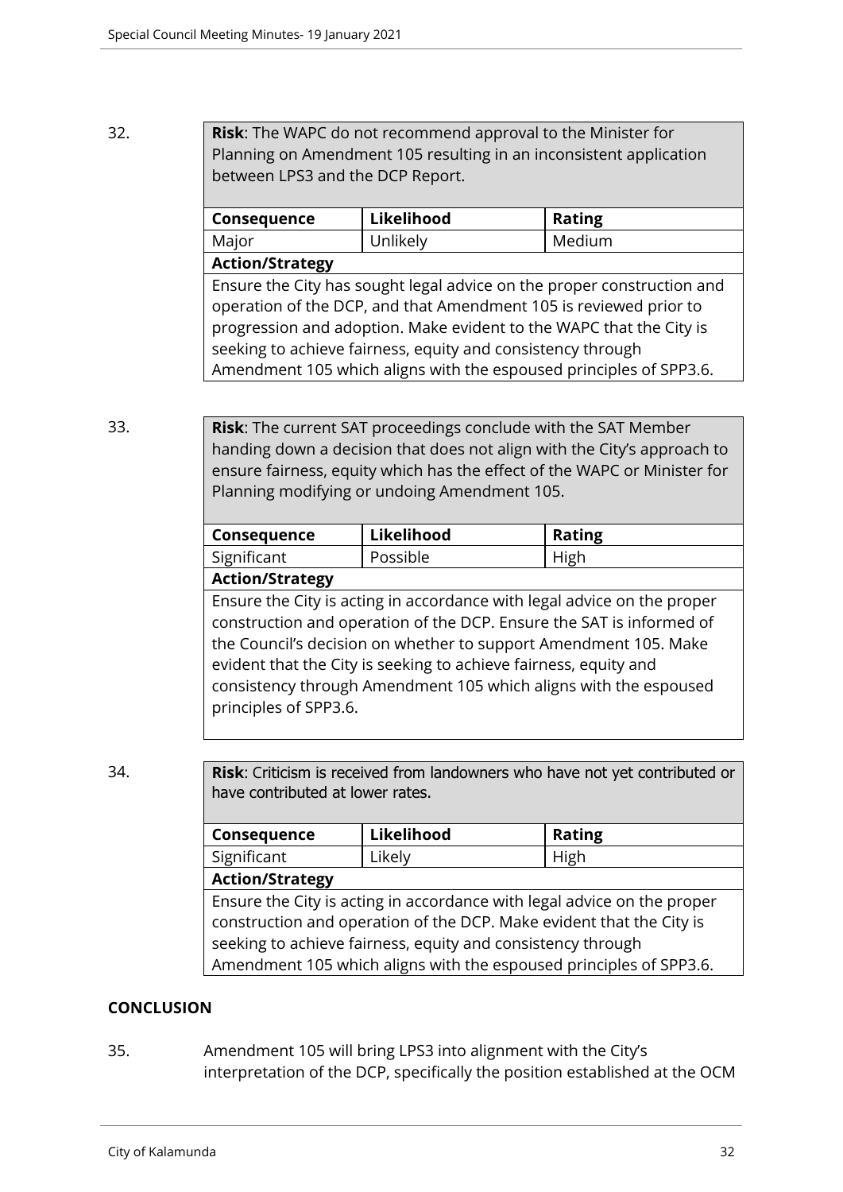32. **Risk**: The WAPC do not recommend approval to the Minister for Planning on Amendment 105 resulting in an inconsistent application between LPS3 and the DCP Report.

| Consequence | Likelihood | Rating |
| --- | --- | --- |
| Major | Unlikely | Medium |
| **Action/Strategy** | | |
| Ensure the City has sought legal advice on the proper construction and operation of the DCP, and that Amendment 105 is reviewed prior to progression and adoption. Make evident to the WAPC that the City is seeking to achieve fairness, equity and consistency through Amendment 105 which aligns with the espoused principles of SPP3.6. | | |

33. **Risk**: The current SAT proceedings conclude with the SAT Member handing down a decision that does not align with the City's approach to ensure fairness, equity which has the effect of the WAPC or Minister for Planning modifying or undoing Amendment 105.

| Consequence | Likelihood | Rating |
| --- | --- | --- |
| Significant | Possible | High |
| **Action/Strategy** | | |
| Ensure the City is acting in accordance with legal advice on the proper construction and operation of the DCP. Ensure the SAT is informed of the Council's decision on whether to support Amendment 105. Make evident that the City is seeking to achieve fairness, equity and consistency through Amendment 105 which aligns with the espoused principles of SPP3.6. | | |

34. **Risk**: Criticism is received from landowners who have not yet contributed or have contributed at lower rates.

| Consequence | Likelihood | Rating |
| --- | --- | --- |
| Significant | Likely | High |
| **Action/Strategy** | | |
| Ensure the City is acting in accordance with legal advice on the proper construction and operation of the DCP. Make evident that the City is seeking to achieve fairness, equity and consistency through Amendment 105 which aligns with the espoused principles of SPP3.6. | | |

**CONCLUSION**

35. Amendment 105 will bring LPS3 into alignment with the City's interpretation of the DCP, specifically the position established at the OCM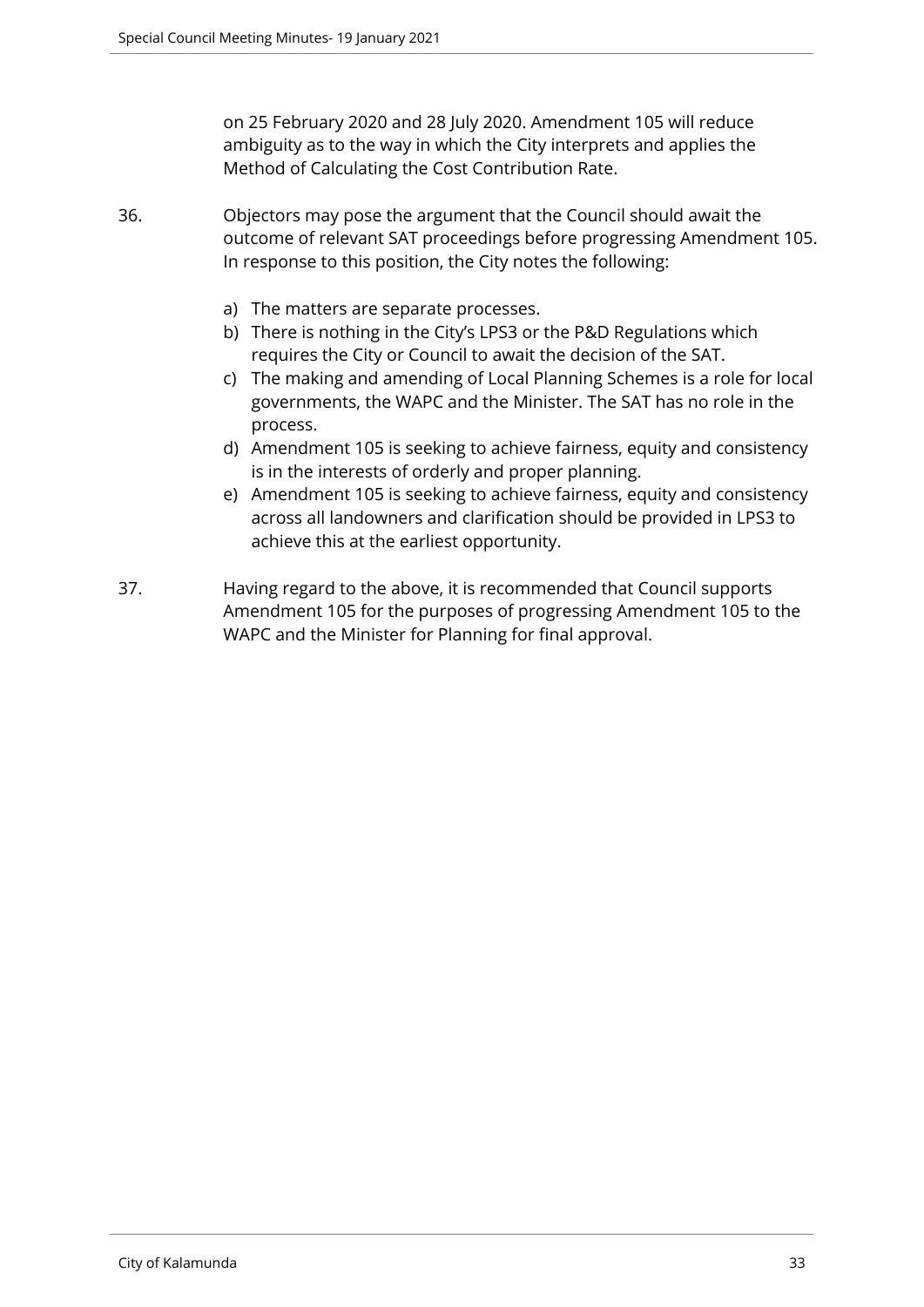on 25 February 2020 and 28 July 2020. Amendment 105 will reduce ambiguity as to the way in which the City interprets and applies the Method of Calculating the Cost Contribution Rate.

36. Objectors may pose the argument that the Council should await the outcome of relevant SAT proceedings before progressing Amendment 105. In response to this position, the City notes the following:

    a) The matters are separate processes.
    b) There is nothing in the City's LPS3 or the P&D Regulations which requires the City or Council to await the decision of the SAT.
    c) The making and amending of Local Planning Schemes is a role for local governments, the WAPC and the Minister. The SAT has no role in the process.
    d) Amendment 105 is seeking to achieve fairness, equity and consistency is in the interests of orderly and proper planning.
    e) Amendment 105 is seeking to achieve fairness, equity and consistency across all landowners and clarification should be provided in LPS3 to achieve this at the earliest opportunity.

37. Having regard to the above, it is recommended that Council supports Amendment 105 for the purposes of progressing Amendment 105 to the WAPC and the Minister for Planning for final approval.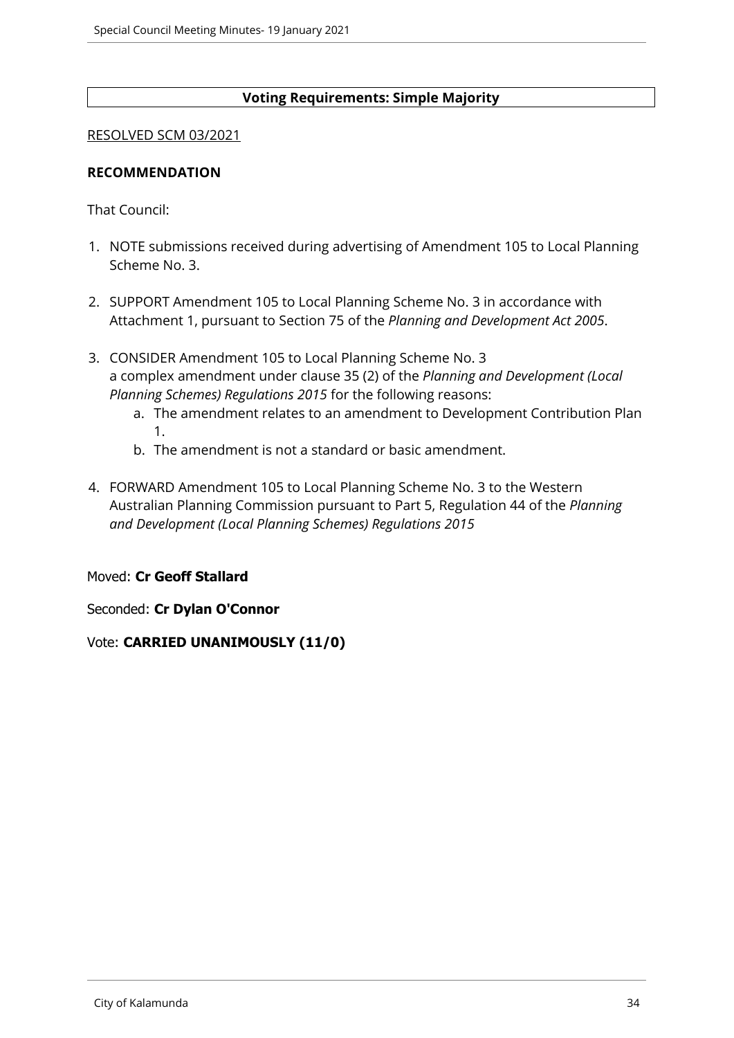**Voting Requirements: Simple Majority**

RESOLVED SCM 03/2021

**RECOMMENDATION**

That Council:

1. NOTE submissions received during advertising of Amendment 105 to Local Planning Scheme No. 3.

2. SUPPORT Amendment 105 to Local Planning Scheme No. 3 in accordance with Attachment 1, pursuant to Section 75 of the *Planning and Development Act 2005*.

3. CONSIDER Amendment 105 to Local Planning Scheme No. 3 a complex amendment under clause 35 (2) of the *Planning and Development (Local Planning Schemes) Regulations 2015* for the following reasons:
    a. The amendment relates to an amendment to Development Contribution Plan 1.
    b. The amendment is not a standard or basic amendment.

4. FORWARD Amendment 105 to Local Planning Scheme No. 3 to the Western Australian Planning Commission pursuant to Part 5, Regulation 44 of the *Planning and Development (Local Planning Schemes) Regulations 2015*

Moved: **Cr Geoff Stallard**

Seconded: **Cr Dylan O'Connor**

Vote: **CARRIED UNANIMOUSLY (11/0)**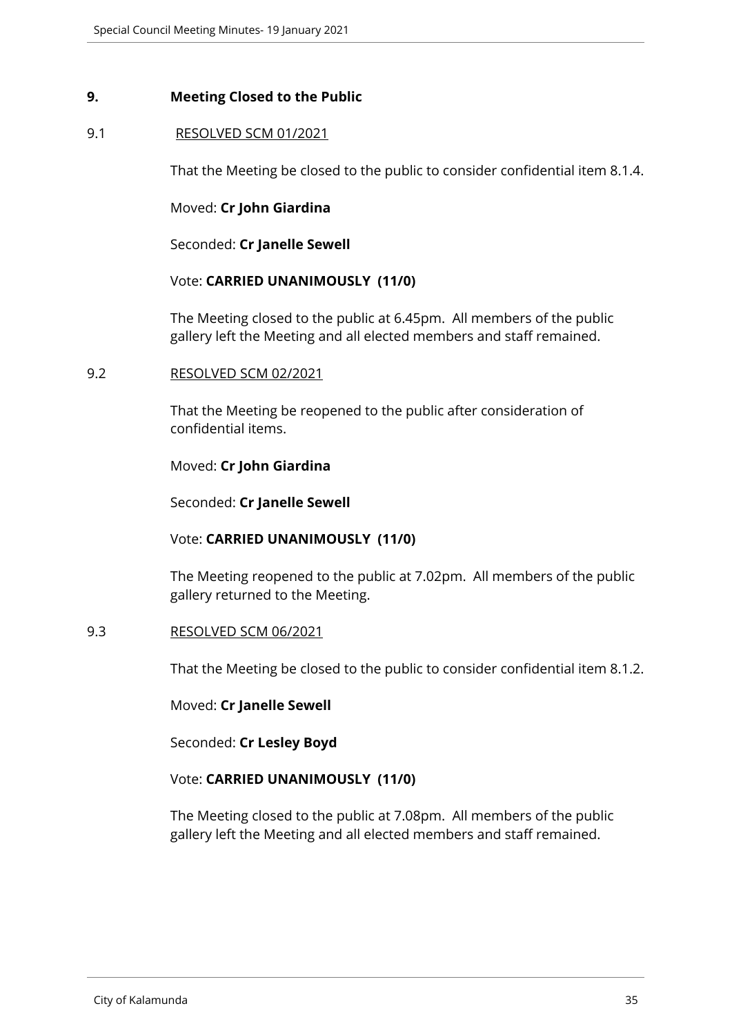## 9. Meeting Closed to the Public

9.1 RESOLVED SCM 01/2021

That the Meeting be closed to the public to consider confidential item 8.1.4.

Moved: **Cr John Giardina**

Seconded: **Cr Janelle Sewell**

Vote: **CARRIED UNANIMOUSLY (11/0)**

The Meeting closed to the public at 6.45pm. All members of the public gallery left the Meeting and all elected members and staff remained.

9.2 RESOLVED SCM 02/2021

That the Meeting be reopened to the public after consideration of confidential items.

Moved: **Cr John Giardina**

Seconded: **Cr Janelle Sewell**

Vote: **CARRIED UNANIMOUSLY (11/0)**

The Meeting reopened to the public at 7.02pm. All members of the public gallery returned to the Meeting.

9.3 RESOLVED SCM 06/2021

That the Meeting be closed to the public to consider confidential item 8.1.2.

Moved: **Cr Janelle Sewell**

Seconded: **Cr Lesley Boyd**

Vote: **CARRIED UNANIMOUSLY (11/0)**

The Meeting closed to the public at 7.08pm. All members of the public gallery left the Meeting and all elected members and staff remained.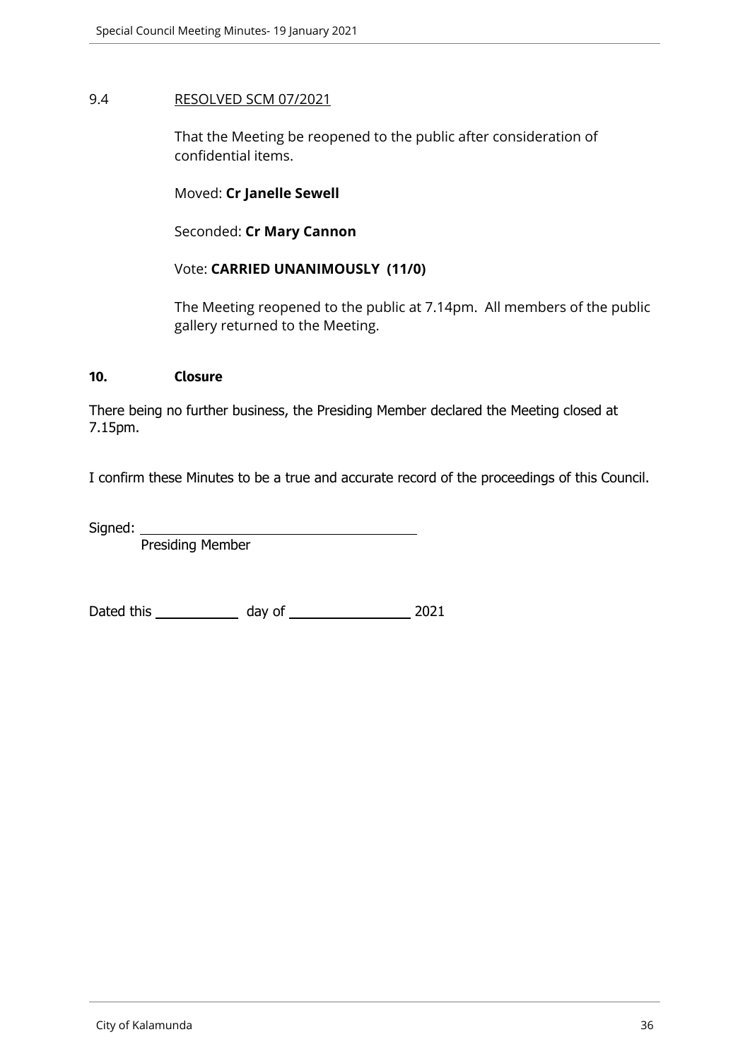9.4 RESOLVED SCM 07/2021

That the Meeting be reopened to the public after consideration of confidential items.

Moved: **Cr Janelle Sewell**

Seconded: **Cr Mary Cannon**

Vote: **CARRIED UNANIMOUSLY (11/0)**

The Meeting reopened to the public at 7.14pm. All members of the public gallery returned to the Meeting.

## 10. Closure

There being no further business, the Presiding Member declared the Meeting closed at 7.15pm.

I confirm these Minutes to be a true and accurate record of the proceedings of this Council.

Signed: ________________________________

Presiding Member

Dated this __________ day of ______________ 2021